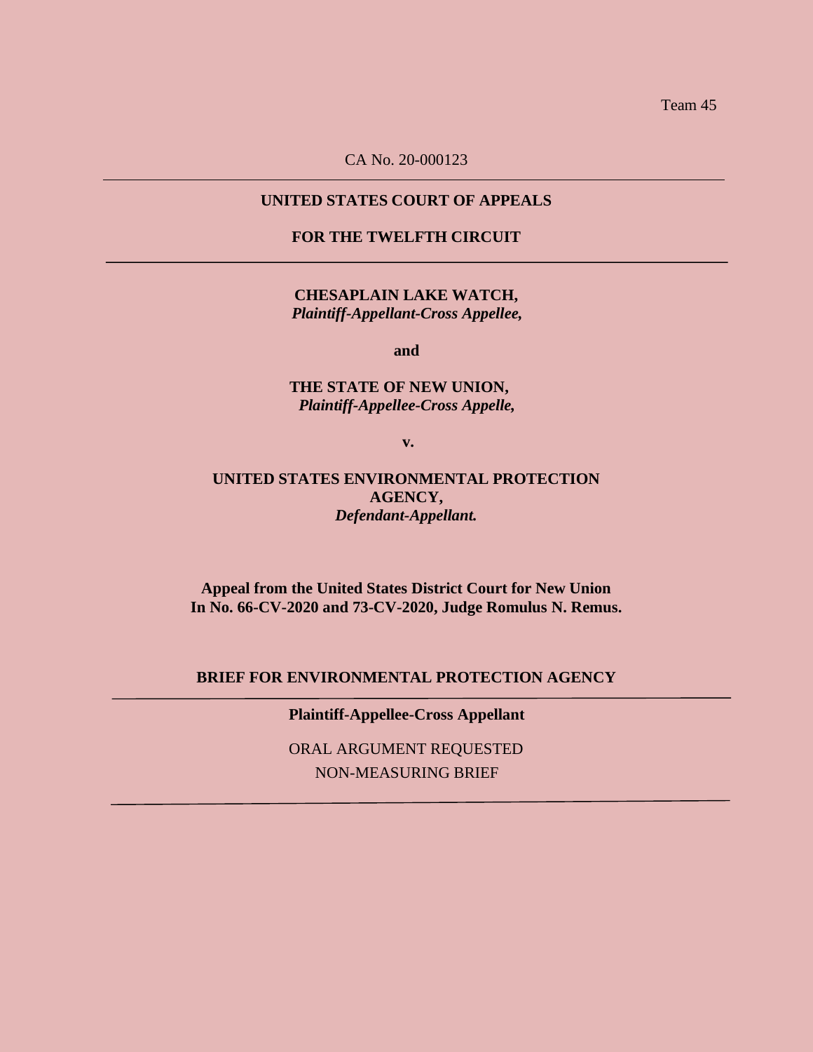Team 45

CA No. 20-000123

---

**UNITED STATES COURT OF APPEALS**

**FOR THE TWELFTH CIRCUIT**

---

**CHESAPLAIN LAKE WATCH,**
***Plaintiff-Appellant-Cross Appellee,***

**and**

**THE STATE OF NEW UNION,**
***Plaintiff-Appellee-Cross Appelle,***

**v.**

**UNITED STATES ENVIRONMENTAL PROTECTION AGENCY,**
***Defendant-Appellant.***

**Appeal from the United States District Court for New Union In No. 66-CV-2020 and 73-CV-2020, Judge Romulus N. Remus.**

**BRIEF FOR ENVIRONMENTAL PROTECTION AGENCY**

---

**Plaintiff-Appellee-Cross Appellant**

ORAL ARGUMENT REQUESTED

NON-MEASURING BRIEF

---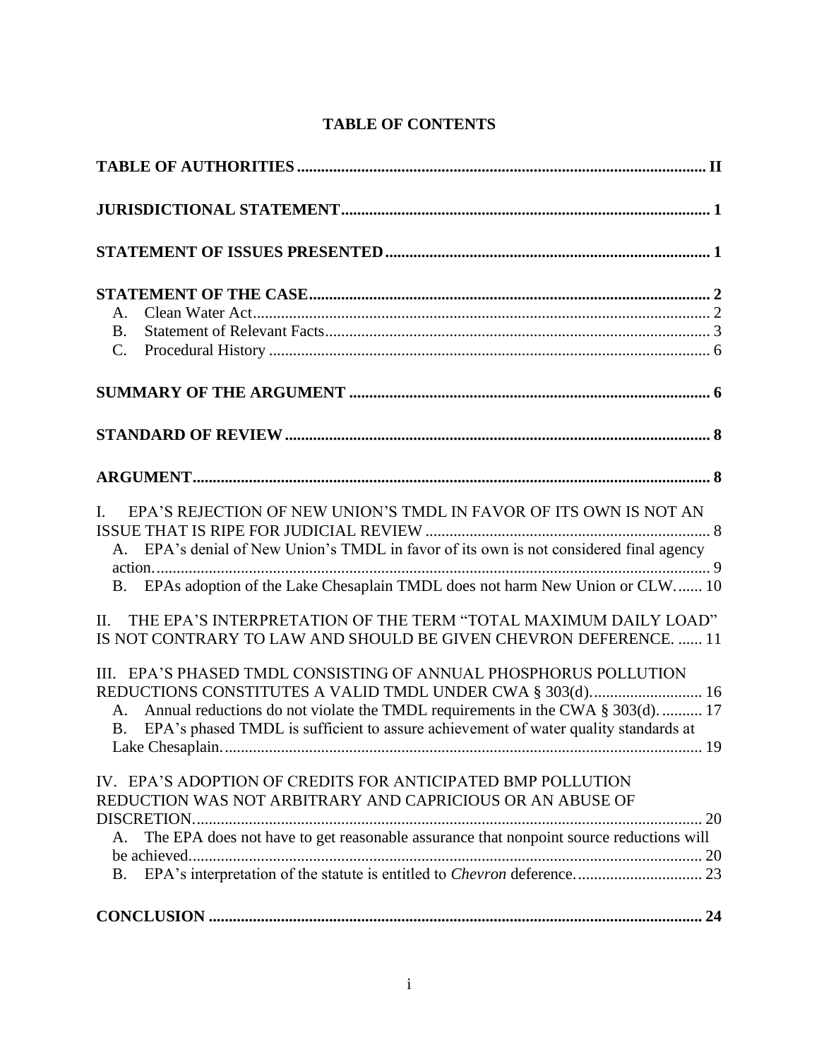# TABLE OF CONTENTS

**TABLE OF AUTHORITIES** ..... **II**

**JURISDICTIONAL STATEMENT** ..... **1**

**STATEMENT OF ISSUES PRESENTED** ..... **1**

**STATEMENT OF THE CASE** ..... **2**

- A. Clean Water Act ..... 2
- B. Statement of Relevant Facts ..... 3
- C. Procedural History ..... 6

**SUMMARY OF THE ARGUMENT** ..... **6**

**STANDARD OF REVIEW** ..... **8**

**ARGUMENT** ..... **8**

I. EPA'S REJECTION OF NEW UNION'S TMDL IN FAVOR OF ITS OWN IS NOT AN ISSUE THAT IS RIPE FOR JUDICIAL REVIEW ..... 8

- A. EPA's denial of New Union's TMDL in favor of its own is not considered final agency action. ..... 9
- B. EPAs adoption of the Lake Chesaplain TMDL does not harm New Union or CLW. ..... 10

II. THE EPA'S INTERPRETATION OF THE TERM "TOTAL MAXIMUM DAILY LOAD" IS NOT CONTRARY TO LAW AND SHOULD BE GIVEN CHEVRON DEFERENCE. ..... 11

III. EPA'S PHASED TMDL CONSISTING OF ANNUAL PHOSPHORUS POLLUTION REDUCTIONS CONSTITUTES A VALID TMDL UNDER CWA § 303(d). ..... 16

- A. Annual reductions do not violate the TMDL requirements in the CWA § 303(d). ..... 17
- B. EPA's phased TMDL is sufficient to assure achievement of water quality standards at Lake Chesaplain. ..... 19

IV. EPA'S ADOPTION OF CREDITS FOR ANTICIPATED BMP POLLUTION REDUCTION WAS NOT ARBITRARY AND CAPRICIOUS OR AN ABUSE OF DISCRETION. ..... 20

- A. The EPA does not have to get reasonable assurance that nonpoint source reductions will be achieved. ..... 20
- B. EPA's interpretation of the statute is entitled to *Chevron* deference. ..... 23

**CONCLUSION** ..... **24**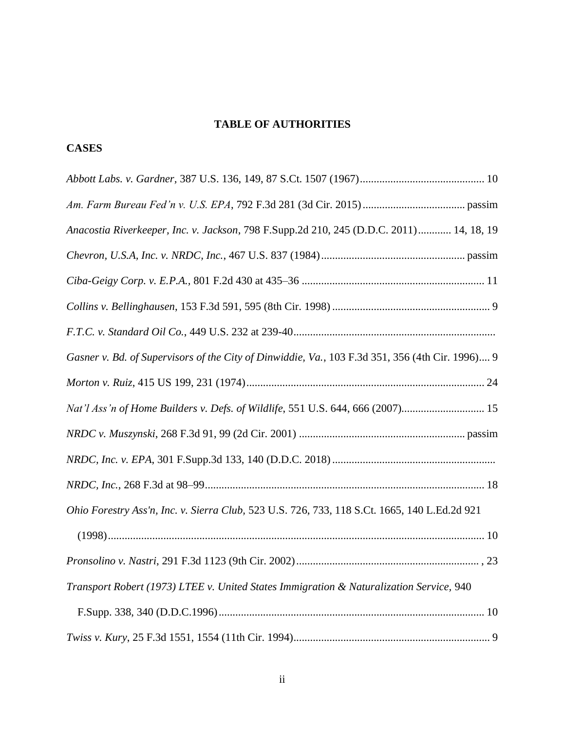**TABLE OF AUTHORITIES**

**CASES**

*Abbott Labs. v. Gardner*, 387 U.S. 136, 149, 87 S.Ct. 1507 (1967)............................................. 10

*Am. Farm Bureau Fed'n v. U.S. EPA*, 792 F.3d 281 (3d Cir. 2015)..................................... passim

*Anacostia Riverkeeper, Inc. v. Jackson*, 798 F.Supp.2d 210, 245 (D.D.C. 2011)............ 14, 18, 19

*Chevron, U.S.A, Inc. v. NRDC, Inc.*, 467 U.S. 837 (1984).................................................... passim

*Ciba-Geigy Corp. v. E.P.A.*, 801 F.2d 430 at 435–36 ................................................................. 11

*Collins v. Bellinghausen*, 153 F.3d 591, 595 (8th Cir. 1998) ......................................................... 9

*F.T.C. v. Standard Oil Co.*, 449 U.S. 232 at 239-40.........................................................................

*Gasner v. Bd. of Supervisors of the City of Dinwiddie, Va.*, 103 F.3d 351, 356 (4th Cir. 1996).... 9

*Morton v. Ruiz*, 415 US 199, 231 (1974)..................................................................................... 24

*Nat'l Ass'n of Home Builders v. Defs. of Wildlife*, 551 U.S. 644, 666 (2007).............................. 15

*NRDC v. Muszynski*, 268 F.3d 91, 99 (2d Cir. 2001) ............................................................ passim

*NRDC, Inc. v. EPA*, 301 F.Supp.3d 133, 140 (D.D.C. 2018)...........................................................

*NRDC, Inc.*, 268 F.3d at 98–99.................................................................................................... 18

*Ohio Forestry Ass'n, Inc. v. Sierra Club*, 523 U.S. 726, 733, 118 S.Ct. 1665, 140 L.Ed.2d 921 (1998)....................................................................................................................................... 10

*Pronsolino v. Nastri*, 291 F.3d 1123 (9th Cir. 2002).................................................................. , 23

*Transport Robert (1973) LTEE v. United States Immigration & Naturalization Service*, 940 F.Supp. 338, 340 (D.D.C.1996)................................................................................................ 10

*Twiss v. Kury*, 25 F.3d 1551, 1554 (11th Cir. 1994)....................................................................... 9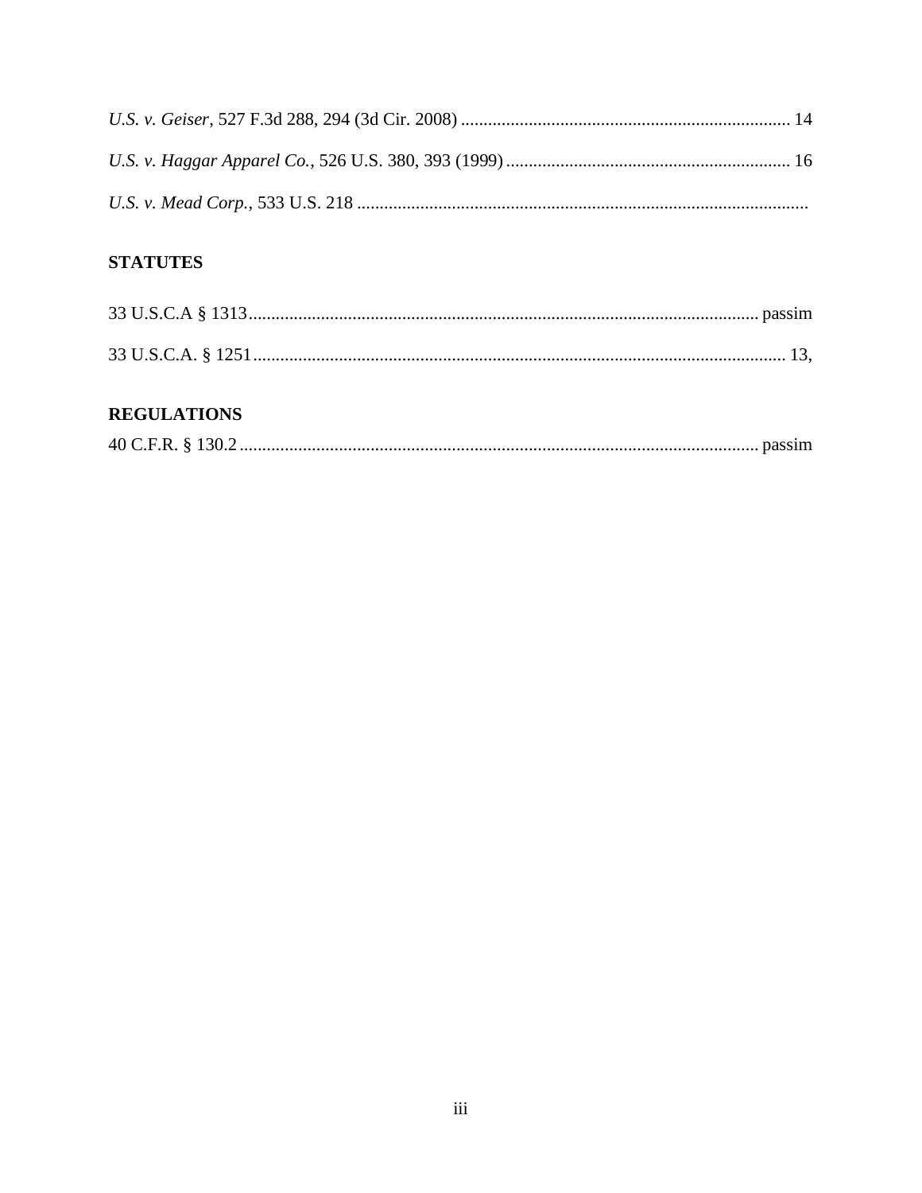*U.S. v. Geiser*, 527 F.3d 288, 294 (3d Cir. 2008) ........................................................................ 14

*U.S. v. Haggar Apparel Co.*, 526 U.S. 380, 393 (1999) .............................................................. 16

*U.S. v. Mead Corp.*, 533 U.S. 218 ..................................................................................................

## STATUTES

33 U.S.C.A § 1313 ................................................................................................................ passim

33 U.S.C.A. § 1251 .................................................................................................................... 13,

## REGULATIONS

40 C.F.R. § 130.2 .................................................................................................................. passim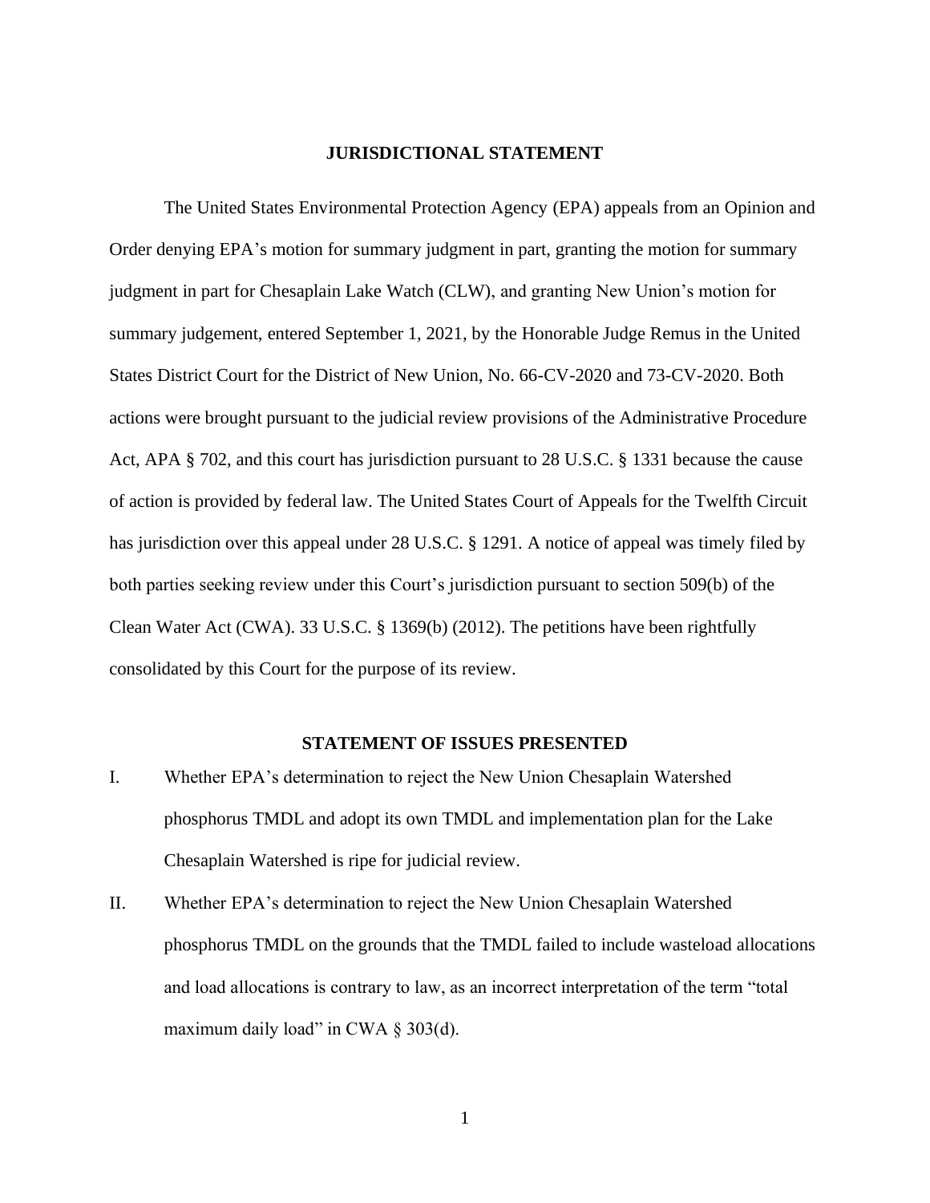## JURISDICTIONAL STATEMENT

The United States Environmental Protection Agency (EPA) appeals from an Opinion and Order denying EPA's motion for summary judgment in part, granting the motion for summary judgment in part for Chesaplain Lake Watch (CLW), and granting New Union's motion for summary judgement, entered September 1, 2021, by the Honorable Judge Remus in the United States District Court for the District of New Union, No. 66-CV-2020 and 73-CV-2020. Both actions were brought pursuant to the judicial review provisions of the Administrative Procedure Act, APA § 702, and this court has jurisdiction pursuant to 28 U.S.C. § 1331 because the cause of action is provided by federal law. The United States Court of Appeals for the Twelfth Circuit has jurisdiction over this appeal under 28 U.S.C. § 1291. A notice of appeal was timely filed by both parties seeking review under this Court's jurisdiction pursuant to section 509(b) of the Clean Water Act (CWA). 33 U.S.C. § 1369(b) (2012). The petitions have been rightfully consolidated by this Court for the purpose of its review.

## STATEMENT OF ISSUES PRESENTED

I. Whether EPA's determination to reject the New Union Chesaplain Watershed phosphorus TMDL and adopt its own TMDL and implementation plan for the Lake Chesaplain Watershed is ripe for judicial review.

II. Whether EPA's determination to reject the New Union Chesaplain Watershed phosphorus TMDL on the grounds that the TMDL failed to include wasteload allocations and load allocations is contrary to law, as an incorrect interpretation of the term "total maximum daily load" in CWA § 303(d).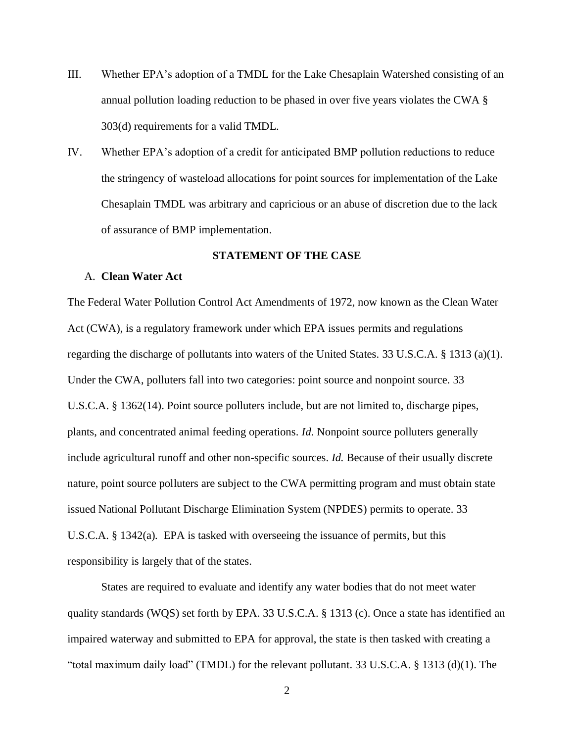III. Whether EPA's adoption of a TMDL for the Lake Chesaplain Watershed consisting of an annual pollution loading reduction to be phased in over five years violates the CWA § 303(d) requirements for a valid TMDL.

IV. Whether EPA's adoption of a credit for anticipated BMP pollution reductions to reduce the stringency of wasteload allocations for point sources for implementation of the Lake Chesaplain TMDL was arbitrary and capricious or an abuse of discretion due to the lack of assurance of BMP implementation.

## STATEMENT OF THE CASE

### A. Clean Water Act

The Federal Water Pollution Control Act Amendments of 1972, now known as the Clean Water Act (CWA), is a regulatory framework under which EPA issues permits and regulations regarding the discharge of pollutants into waters of the United States. 33 U.S.C.A. § 1313 (a)(1). Under the CWA, polluters fall into two categories: point source and nonpoint source. 33 U.S.C.A. § 1362(14). Point source polluters include, but are not limited to, discharge pipes, plants, and concentrated animal feeding operations. *Id.* Nonpoint source polluters generally include agricultural runoff and other non-specific sources. *Id.* Because of their usually discrete nature, point source polluters are subject to the CWA permitting program and must obtain state issued National Pollutant Discharge Elimination System (NPDES) permits to operate. 33 U.S.C.A. § 1342(a). EPA is tasked with overseeing the issuance of permits, but this responsibility is largely that of the states.

States are required to evaluate and identify any water bodies that do not meet water quality standards (WQS) set forth by EPA. 33 U.S.C.A. § 1313 (c). Once a state has identified an impaired waterway and submitted to EPA for approval, the state is then tasked with creating a "total maximum daily load" (TMDL) for the relevant pollutant. 33 U.S.C.A. § 1313 (d)(1). The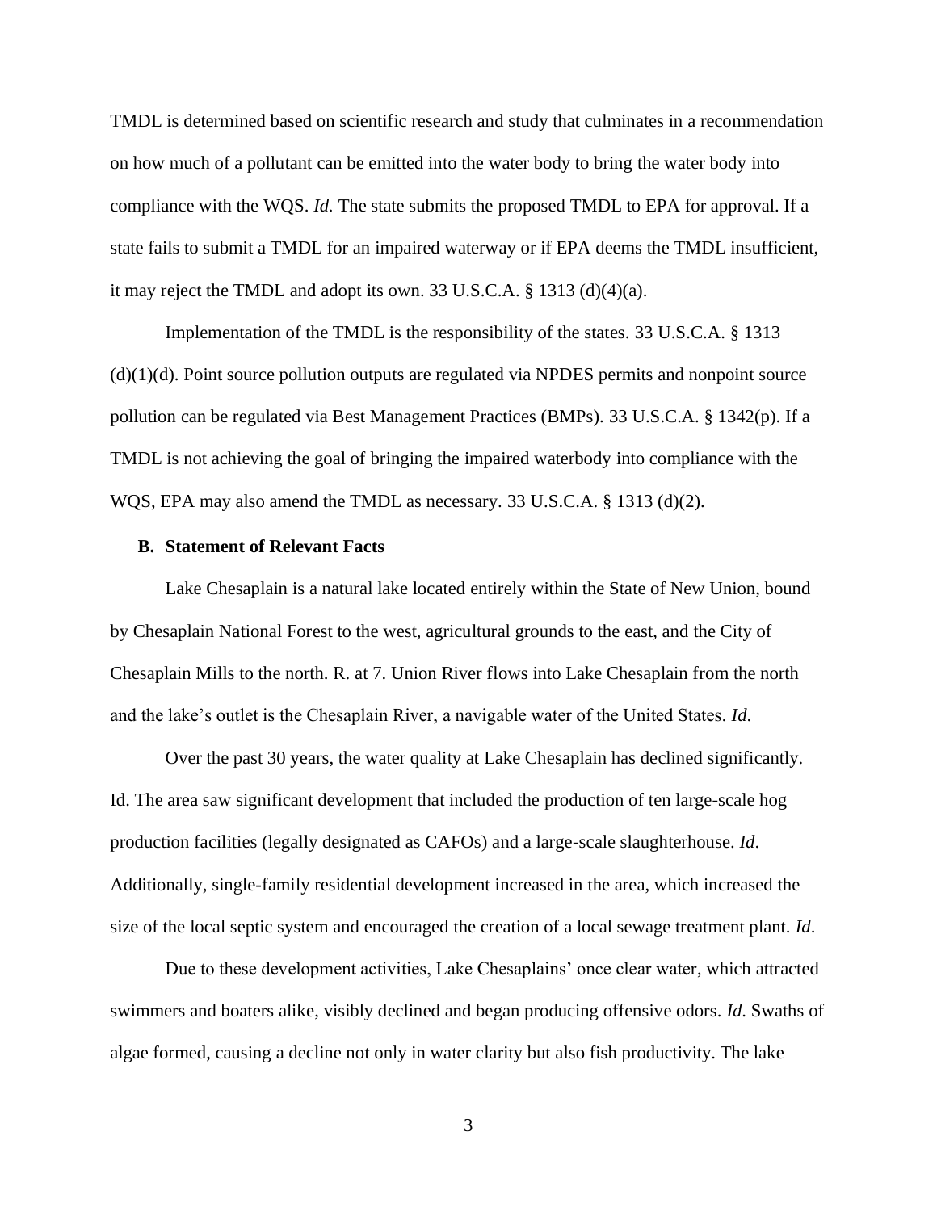TMDL is determined based on scientific research and study that culminates in a recommendation on how much of a pollutant can be emitted into the water body to bring the water body into compliance with the WQS. *Id.* The state submits the proposed TMDL to EPA for approval. If a state fails to submit a TMDL for an impaired waterway or if EPA deems the TMDL insufficient, it may reject the TMDL and adopt its own. 33 U.S.C.A. § 1313 (d)(4)(a).

Implementation of the TMDL is the responsibility of the states. 33 U.S.C.A. § 1313 (d)(1)(d). Point source pollution outputs are regulated via NPDES permits and nonpoint source pollution can be regulated via Best Management Practices (BMPs). 33 U.S.C.A. § 1342(p). If a TMDL is not achieving the goal of bringing the impaired waterbody into compliance with the WQS, EPA may also amend the TMDL as necessary. 33 U.S.C.A. § 1313 (d)(2).

### B. Statement of Relevant Facts

Lake Chesaplain is a natural lake located entirely within the State of New Union, bound by Chesaplain National Forest to the west, agricultural grounds to the east, and the City of Chesaplain Mills to the north. R. at 7. Union River flows into Lake Chesaplain from the north and the lake's outlet is the Chesaplain River, a navigable water of the United States. *Id.*

Over the past 30 years, the water quality at Lake Chesaplain has declined significantly. Id. The area saw significant development that included the production of ten large-scale hog production facilities (legally designated as CAFOs) and a large-scale slaughterhouse. *Id*. Additionally, single-family residential development increased in the area, which increased the size of the local septic system and encouraged the creation of a local sewage treatment plant. *Id*.

Due to these development activities, Lake Chesaplains' once clear water, which attracted swimmers and boaters alike, visibly declined and began producing offensive odors. *Id*. Swaths of algae formed, causing a decline not only in water clarity but also fish productivity. The lake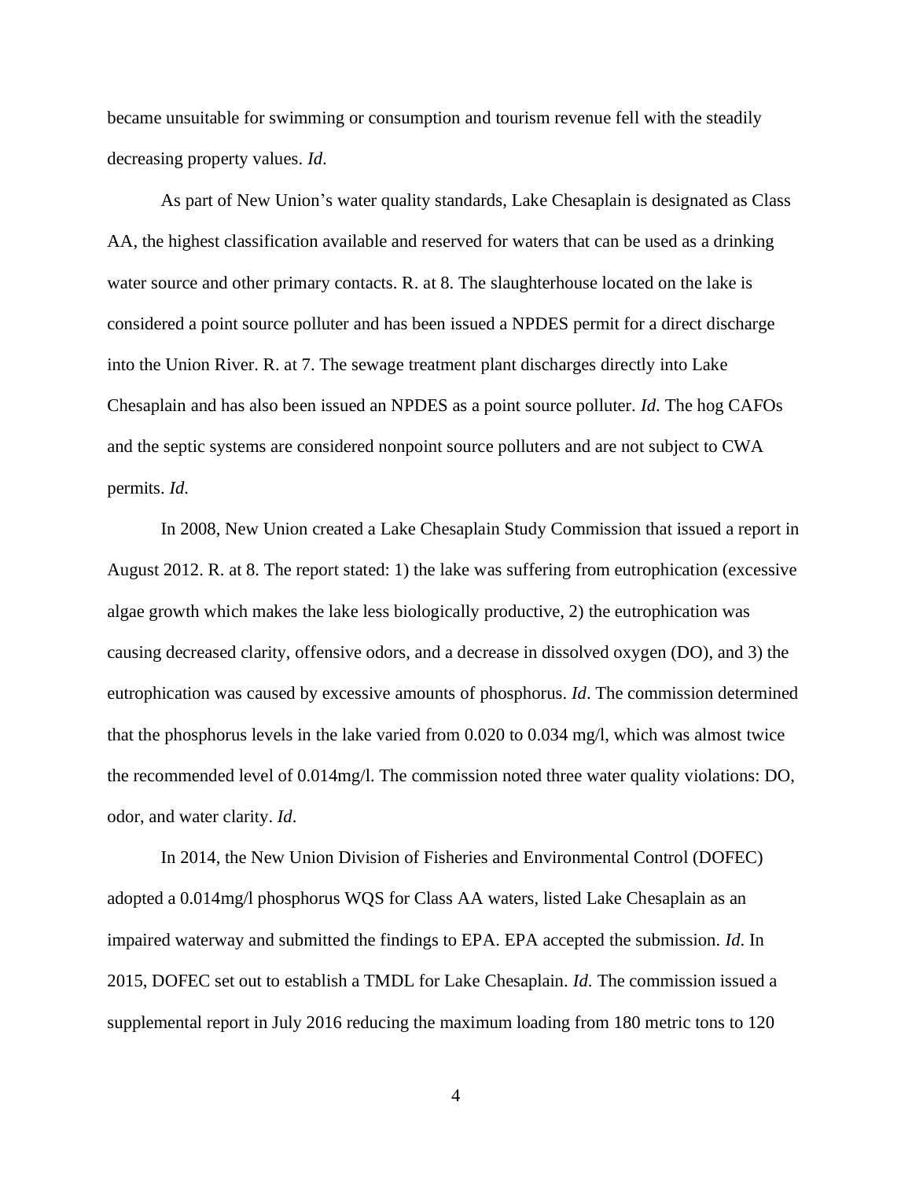became unsuitable for swimming or consumption and tourism revenue fell with the steadily decreasing property values. *Id.*

As part of New Union's water quality standards, Lake Chesaplain is designated as Class AA, the highest classification available and reserved for waters that can be used as a drinking water source and other primary contacts. R. at 8. The slaughterhouse located on the lake is considered a point source polluter and has been issued a NPDES permit for a direct discharge into the Union River. R. at 7. The sewage treatment plant discharges directly into Lake Chesaplain and has also been issued an NPDES as a point source polluter. *Id.* The hog CAFOs and the septic systems are considered nonpoint source polluters and are not subject to CWA permits. *Id.*

In 2008, New Union created a Lake Chesaplain Study Commission that issued a report in August 2012. R. at 8. The report stated: 1) the lake was suffering from eutrophication (excessive algae growth which makes the lake less biologically productive, 2) the eutrophication was causing decreased clarity, offensive odors, and a decrease in dissolved oxygen (DO), and 3) the eutrophication was caused by excessive amounts of phosphorus. *Id*. The commission determined that the phosphorus levels in the lake varied from 0.020 to 0.034 mg/l, which was almost twice the recommended level of 0.014mg/l. The commission noted three water quality violations: DO, odor, and water clarity. *Id*.

In 2014, the New Union Division of Fisheries and Environmental Control (DOFEC) adopted a 0.014mg/l phosphorus WQS for Class AA waters, listed Lake Chesaplain as an impaired waterway and submitted the findings to EPA. EPA accepted the submission. *Id.* In 2015, DOFEC set out to establish a TMDL for Lake Chesaplain. *Id.* The commission issued a supplemental report in July 2016 reducing the maximum loading from 180 metric tons to 120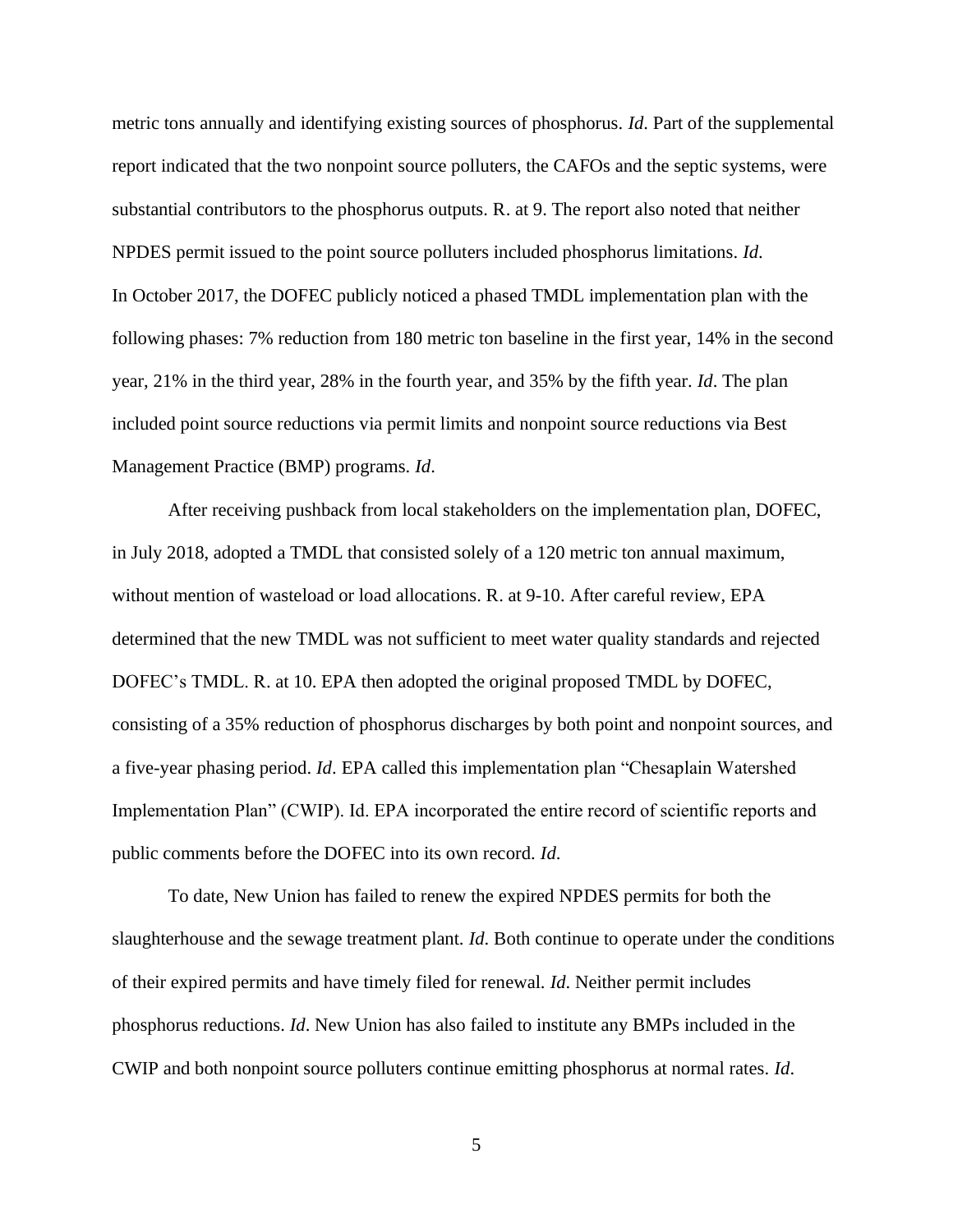metric tons annually and identifying existing sources of phosphorus. *Id*. Part of the supplemental report indicated that the two nonpoint source polluters, the CAFOs and the septic systems, were substantial contributors to the phosphorus outputs. R. at 9. The report also noted that neither NPDES permit issued to the point source polluters included phosphorus limitations. *Id*.

In October 2017, the DOFEC publicly noticed a phased TMDL implementation plan with the following phases: 7% reduction from 180 metric ton baseline in the first year, 14% in the second year, 21% in the third year, 28% in the fourth year, and 35% by the fifth year. *Id*. The plan included point source reductions via permit limits and nonpoint source reductions via Best Management Practice (BMP) programs. *Id*.

After receiving pushback from local stakeholders on the implementation plan, DOFEC, in July 2018, adopted a TMDL that consisted solely of a 120 metric ton annual maximum, without mention of wasteload or load allocations. R. at 9-10. After careful review, EPA determined that the new TMDL was not sufficient to meet water quality standards and rejected DOFEC's TMDL. R. at 10. EPA then adopted the original proposed TMDL by DOFEC, consisting of a 35% reduction of phosphorus discharges by both point and nonpoint sources, and a five-year phasing period. *Id*. EPA called this implementation plan "Chesaplain Watershed Implementation Plan" (CWIP). Id. EPA incorporated the entire record of scientific reports and public comments before the DOFEC into its own record. *Id*.

To date, New Union has failed to renew the expired NPDES permits for both the slaughterhouse and the sewage treatment plant. *Id*. Both continue to operate under the conditions of their expired permits and have timely filed for renewal. *Id*. Neither permit includes phosphorus reductions. *Id*. New Union has also failed to institute any BMPs included in the CWIP and both nonpoint source polluters continue emitting phosphorus at normal rates. *Id*.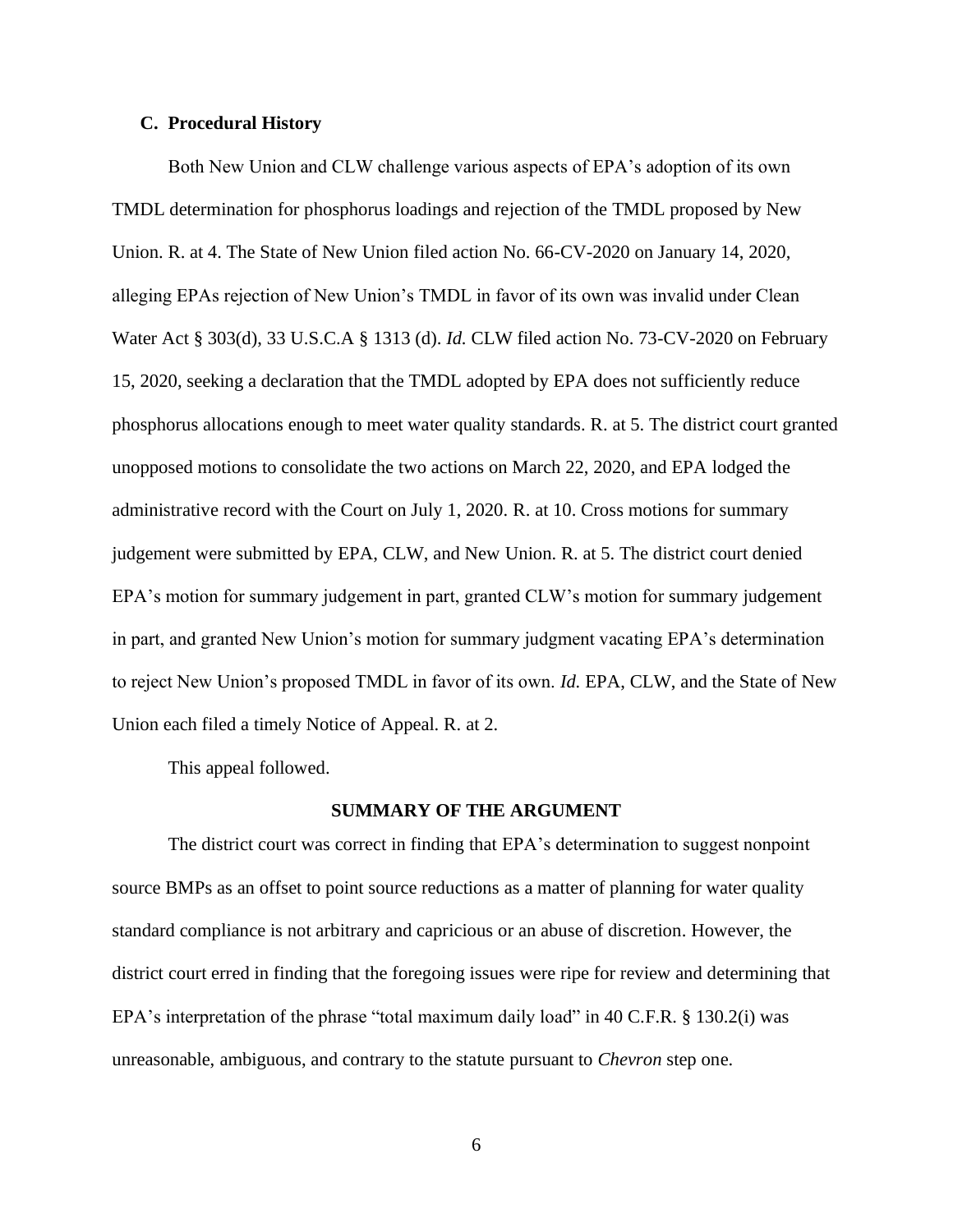### C. Procedural History

Both New Union and CLW challenge various aspects of EPA's adoption of its own TMDL determination for phosphorus loadings and rejection of the TMDL proposed by New Union. R. at 4. The State of New Union filed action No. 66-CV-2020 on January 14, 2020, alleging EPAs rejection of New Union's TMDL in favor of its own was invalid under Clean Water Act § 303(d), 33 U.S.C.A § 1313 (d). *Id.* CLW filed action No. 73-CV-2020 on February 15, 2020, seeking a declaration that the TMDL adopted by EPA does not sufficiently reduce phosphorus allocations enough to meet water quality standards. R. at 5. The district court granted unopposed motions to consolidate the two actions on March 22, 2020, and EPA lodged the administrative record with the Court on July 1, 2020. R. at 10. Cross motions for summary judgement were submitted by EPA, CLW, and New Union. R. at 5. The district court denied EPA's motion for summary judgement in part, granted CLW's motion for summary judgement in part, and granted New Union's motion for summary judgment vacating EPA's determination to reject New Union's proposed TMDL in favor of its own. *Id.* EPA, CLW, and the State of New Union each filed a timely Notice of Appeal. R. at 2.

This appeal followed.

## SUMMARY OF THE ARGUMENT

The district court was correct in finding that EPA's determination to suggest nonpoint source BMPs as an offset to point source reductions as a matter of planning for water quality standard compliance is not arbitrary and capricious or an abuse of discretion. However, the district court erred in finding that the foregoing issues were ripe for review and determining that EPA's interpretation of the phrase "total maximum daily load" in 40 C.F.R. § 130.2(i) was unreasonable, ambiguous, and contrary to the statute pursuant to *Chevron* step one.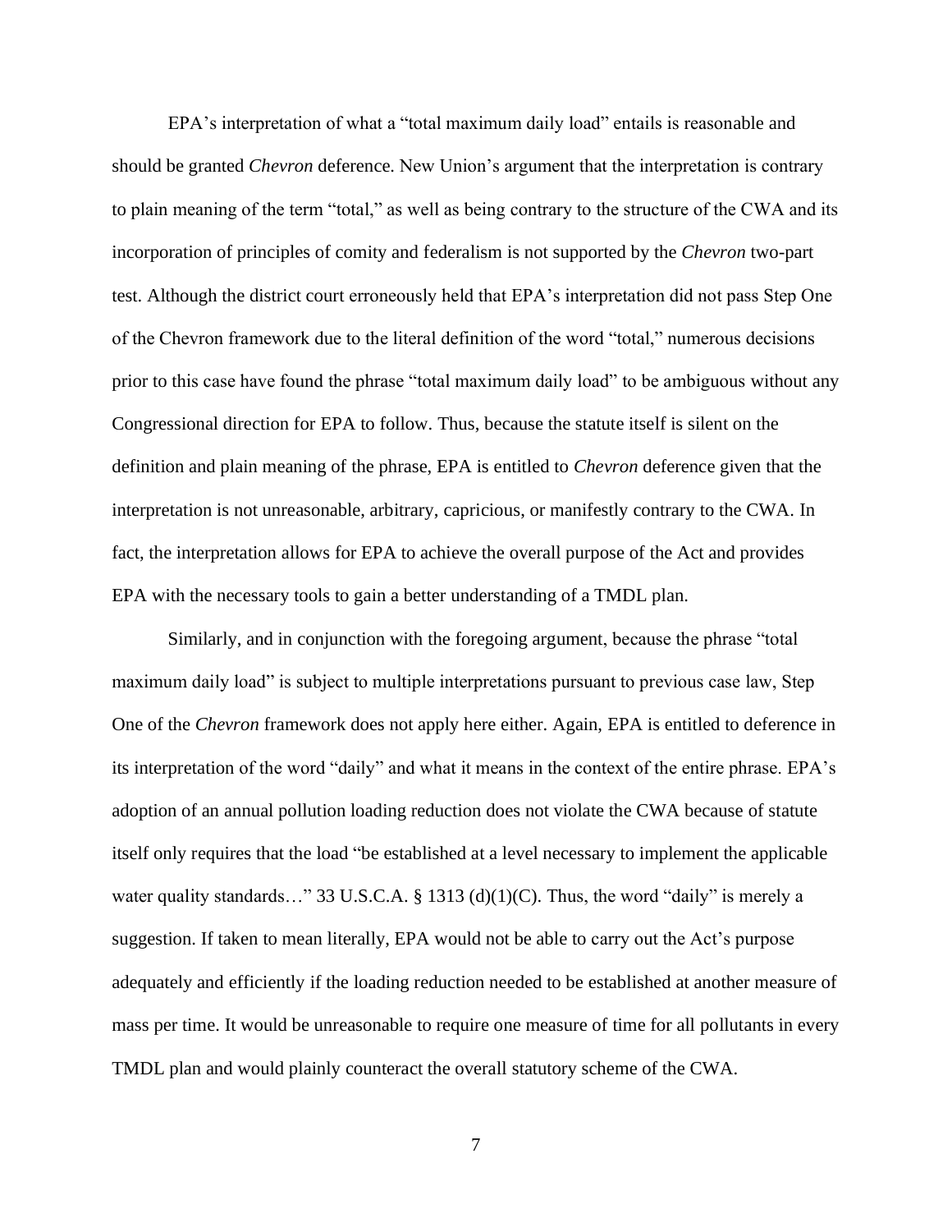EPA's interpretation of what a "total maximum daily load" entails is reasonable and should be granted *Chevron* deference. New Union's argument that the interpretation is contrary to plain meaning of the term "total," as well as being contrary to the structure of the CWA and its incorporation of principles of comity and federalism is not supported by the *Chevron* two-part test. Although the district court erroneously held that EPA's interpretation did not pass Step One of the Chevron framework due to the literal definition of the word "total," numerous decisions prior to this case have found the phrase "total maximum daily load" to be ambiguous without any Congressional direction for EPA to follow. Thus, because the statute itself is silent on the definition and plain meaning of the phrase, EPA is entitled to *Chevron* deference given that the interpretation is not unreasonable, arbitrary, capricious, or manifestly contrary to the CWA. In fact, the interpretation allows for EPA to achieve the overall purpose of the Act and provides EPA with the necessary tools to gain a better understanding of a TMDL plan.

Similarly, and in conjunction with the foregoing argument, because the phrase "total maximum daily load" is subject to multiple interpretations pursuant to previous case law, Step One of the *Chevron* framework does not apply here either. Again, EPA is entitled to deference in its interpretation of the word "daily" and what it means in the context of the entire phrase. EPA's adoption of an annual pollution loading reduction does not violate the CWA because of statute itself only requires that the load "be established at a level necessary to implement the applicable water quality standards…" 33 U.S.C.A. § 1313 (d)(1)(C). Thus, the word "daily" is merely a suggestion. If taken to mean literally, EPA would not be able to carry out the Act's purpose adequately and efficiently if the loading reduction needed to be established at another measure of mass per time. It would be unreasonable to require one measure of time for all pollutants in every TMDL plan and would plainly counteract the overall statutory scheme of the CWA.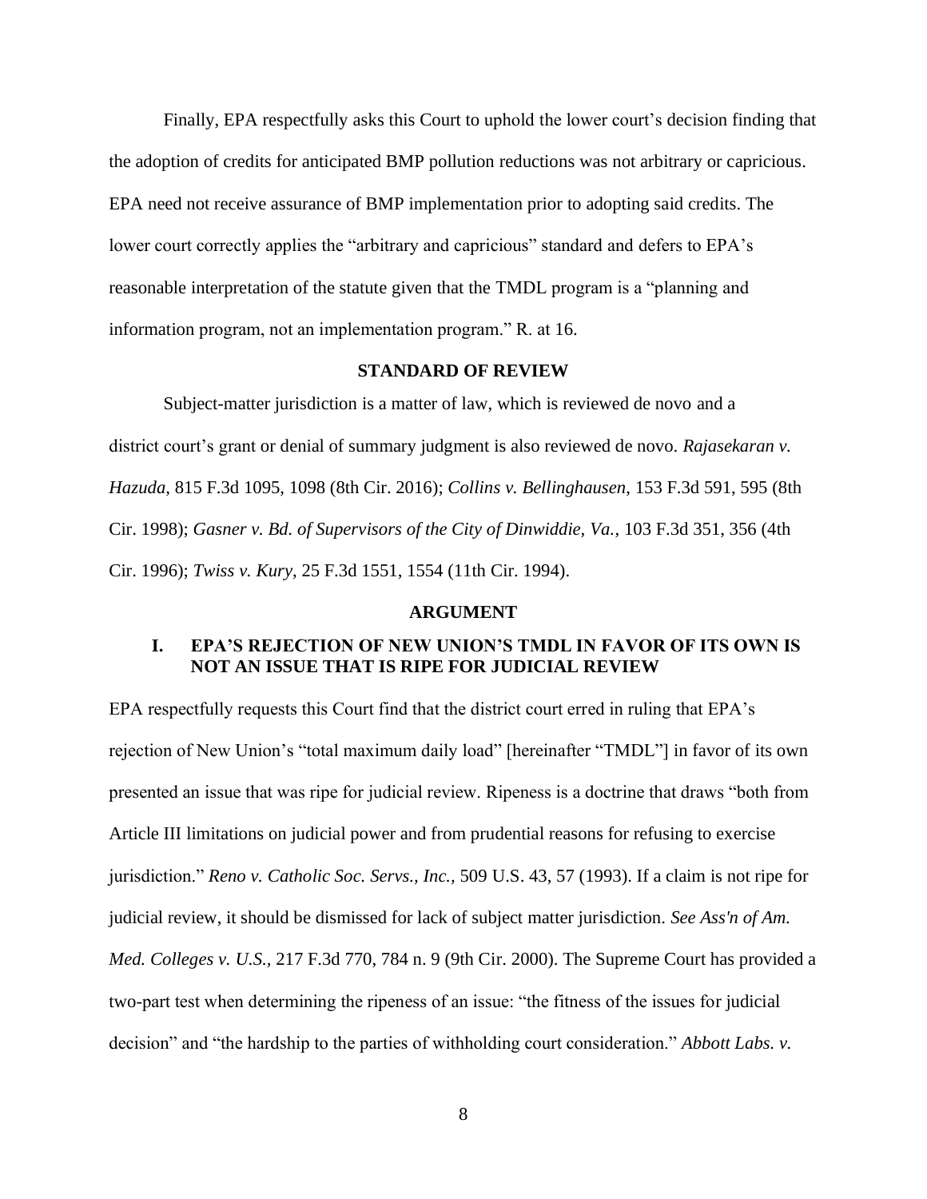Finally, EPA respectfully asks this Court to uphold the lower court's decision finding that the adoption of credits for anticipated BMP pollution reductions was not arbitrary or capricious. EPA need not receive assurance of BMP implementation prior to adopting said credits. The lower court correctly applies the "arbitrary and capricious" standard and defers to EPA's reasonable interpretation of the statute given that the TMDL program is a "planning and information program, not an implementation program." R. at 16.

## STANDARD OF REVIEW

Subject-matter jurisdiction is a matter of law, which is reviewed de novo and a district court's grant or denial of summary judgment is also reviewed de novo. *Rajasekaran v. Hazuda*, 815 F.3d 1095, 1098 (8th Cir. 2016); *Collins v. Bellinghausen*, 153 F.3d 591, 595 (8th Cir. 1998); *Gasner v. Bd. of Supervisors of the City of Dinwiddie, Va.*, 103 F.3d 351, 356 (4th Cir. 1996); *Twiss v. Kury*, 25 F.3d 1551, 1554 (11th Cir. 1994).

## ARGUMENT

### I. EPA'S REJECTION OF NEW UNION'S TMDL IN FAVOR OF ITS OWN IS NOT AN ISSUE THAT IS RIPE FOR JUDICIAL REVIEW

EPA respectfully requests this Court find that the district court erred in ruling that EPA's rejection of New Union's "total maximum daily load" [hereinafter "TMDL"] in favor of its own presented an issue that was ripe for judicial review. Ripeness is a doctrine that draws "both from Article III limitations on judicial power and from prudential reasons for refusing to exercise jurisdiction." *Reno v. Catholic Soc. Servs., Inc.,* 509 U.S. 43, 57 (1993). If a claim is not ripe for judicial review, it should be dismissed for lack of subject matter jurisdiction. *See Ass'n of Am. Med. Colleges v. U.S.,* 217 F.3d 770, 784 n. 9 (9th Cir. 2000). The Supreme Court has provided a two-part test when determining the ripeness of an issue: "the fitness of the issues for judicial decision" and "the hardship to the parties of withholding court consideration." *Abbott Labs. v.*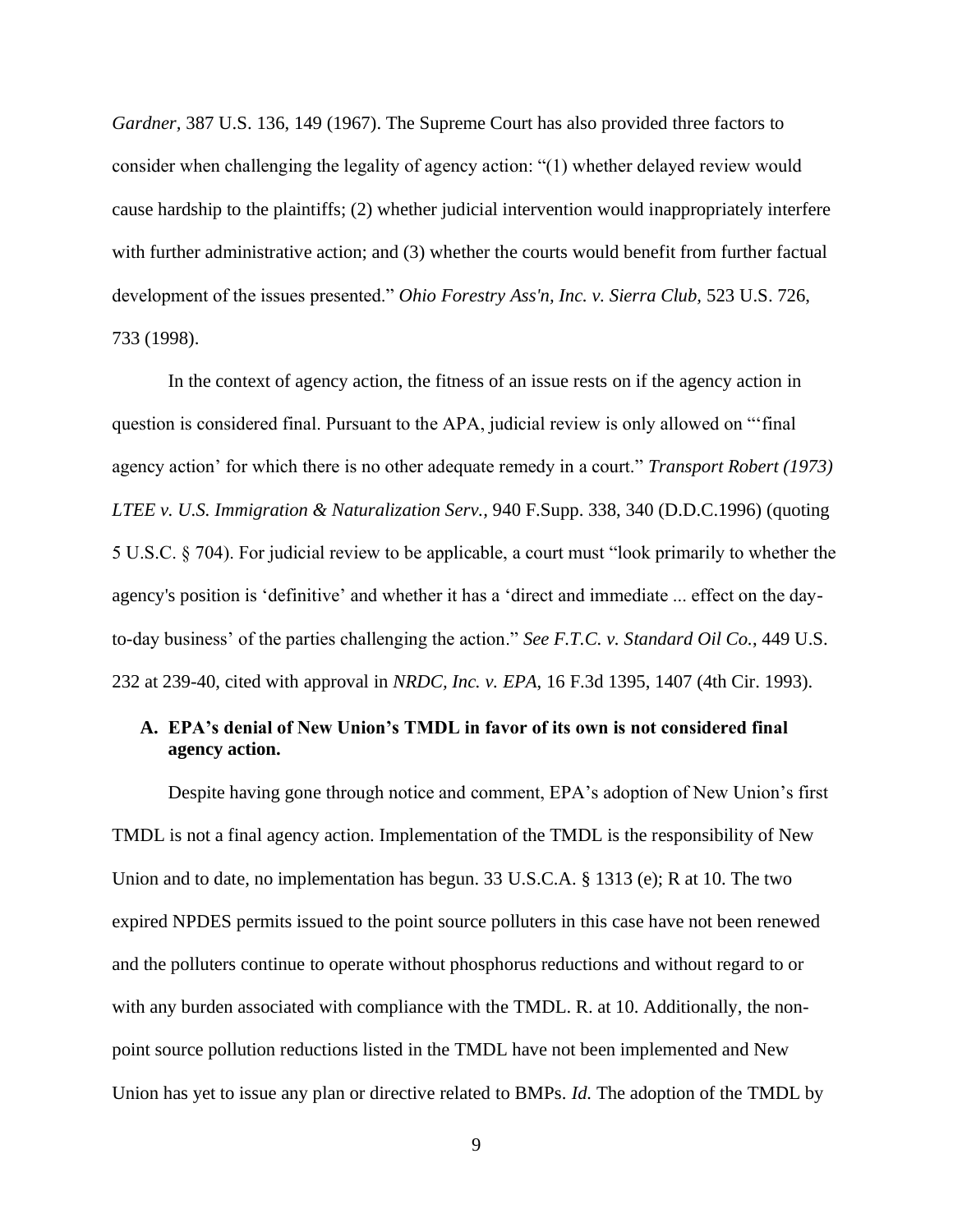*Gardner,* 387 U.S. 136, 149 (1967). The Supreme Court has also provided three factors to consider when challenging the legality of agency action: "(1) whether delayed review would cause hardship to the plaintiffs; (2) whether judicial intervention would inappropriately interfere with further administrative action; and (3) whether the courts would benefit from further factual development of the issues presented." *Ohio Forestry Ass'n, Inc. v. Sierra Club,* 523 U.S. 726, 733 (1998).

In the context of agency action, the fitness of an issue rests on if the agency action in question is considered final. Pursuant to the APA, judicial review is only allowed on "'final agency action' for which there is no other adequate remedy in a court." *Transport Robert (1973) LTEE v. U.S. Immigration & Naturalization Serv.*, 940 F.Supp. 338, 340 (D.D.C.1996) (quoting 5 U.S.C. § 704). For judicial review to be applicable, a court must "look primarily to whether the agency's position is 'definitive' and whether it has a 'direct and immediate ... effect on the day-to-day business' of the parties challenging the action." *See F.T.C. v. Standard Oil Co.*, 449 U.S. 232 at 239-40, cited with approval in *NRDC, Inc. v. EPA,* 16 F.3d 1395, 1407 (4th Cir. 1993).

### A. EPA's denial of New Union's TMDL in favor of its own is not considered final agency action.

Despite having gone through notice and comment, EPA's adoption of New Union's first TMDL is not a final agency action. Implementation of the TMDL is the responsibility of New Union and to date, no implementation has begun. 33 U.S.C.A. § 1313 (e); R at 10. The two expired NPDES permits issued to the point source polluters in this case have not been renewed and the polluters continue to operate without phosphorus reductions and without regard to or with any burden associated with compliance with the TMDL. R. at 10. Additionally, the non-point source pollution reductions listed in the TMDL have not been implemented and New Union has yet to issue any plan or directive related to BMPs. *Id.* The adoption of the TMDL by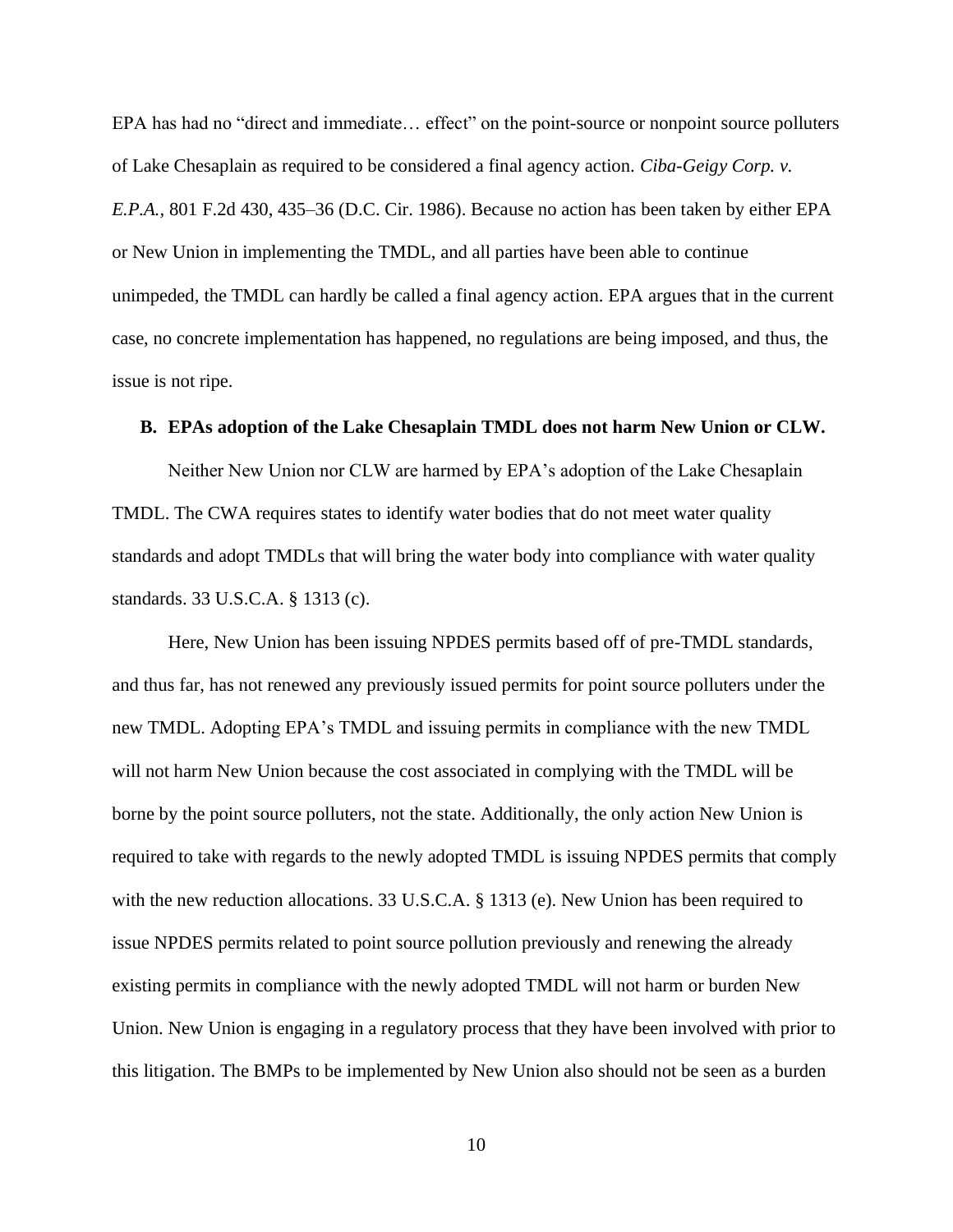EPA has had no "direct and immediate… effect" on the point-source or nonpoint source polluters of Lake Chesaplain as required to be considered a final agency action. *Ciba-Geigy Corp. v. E.P.A.*, 801 F.2d 430, 435–36 (D.C. Cir. 1986). Because no action has been taken by either EPA or New Union in implementing the TMDL, and all parties have been able to continue unimpeded, the TMDL can hardly be called a final agency action. EPA argues that in the current case, no concrete implementation has happened, no regulations are being imposed, and thus, the issue is not ripe.

### B. EPAs adoption of the Lake Chesaplain TMDL does not harm New Union or CLW.

Neither New Union nor CLW are harmed by EPA's adoption of the Lake Chesaplain TMDL. The CWA requires states to identify water bodies that do not meet water quality standards and adopt TMDLs that will bring the water body into compliance with water quality standards. 33 U.S.C.A. § 1313 (c).

Here, New Union has been issuing NPDES permits based off of pre-TMDL standards, and thus far, has not renewed any previously issued permits for point source polluters under the new TMDL. Adopting EPA's TMDL and issuing permits in compliance with the new TMDL will not harm New Union because the cost associated in complying with the TMDL will be borne by the point source polluters, not the state. Additionally, the only action New Union is required to take with regards to the newly adopted TMDL is issuing NPDES permits that comply with the new reduction allocations. 33 U.S.C.A. § 1313 (e). New Union has been required to issue NPDES permits related to point source pollution previously and renewing the already existing permits in compliance with the newly adopted TMDL will not harm or burden New Union. New Union is engaging in a regulatory process that they have been involved with prior to this litigation. The BMPs to be implemented by New Union also should not be seen as a burden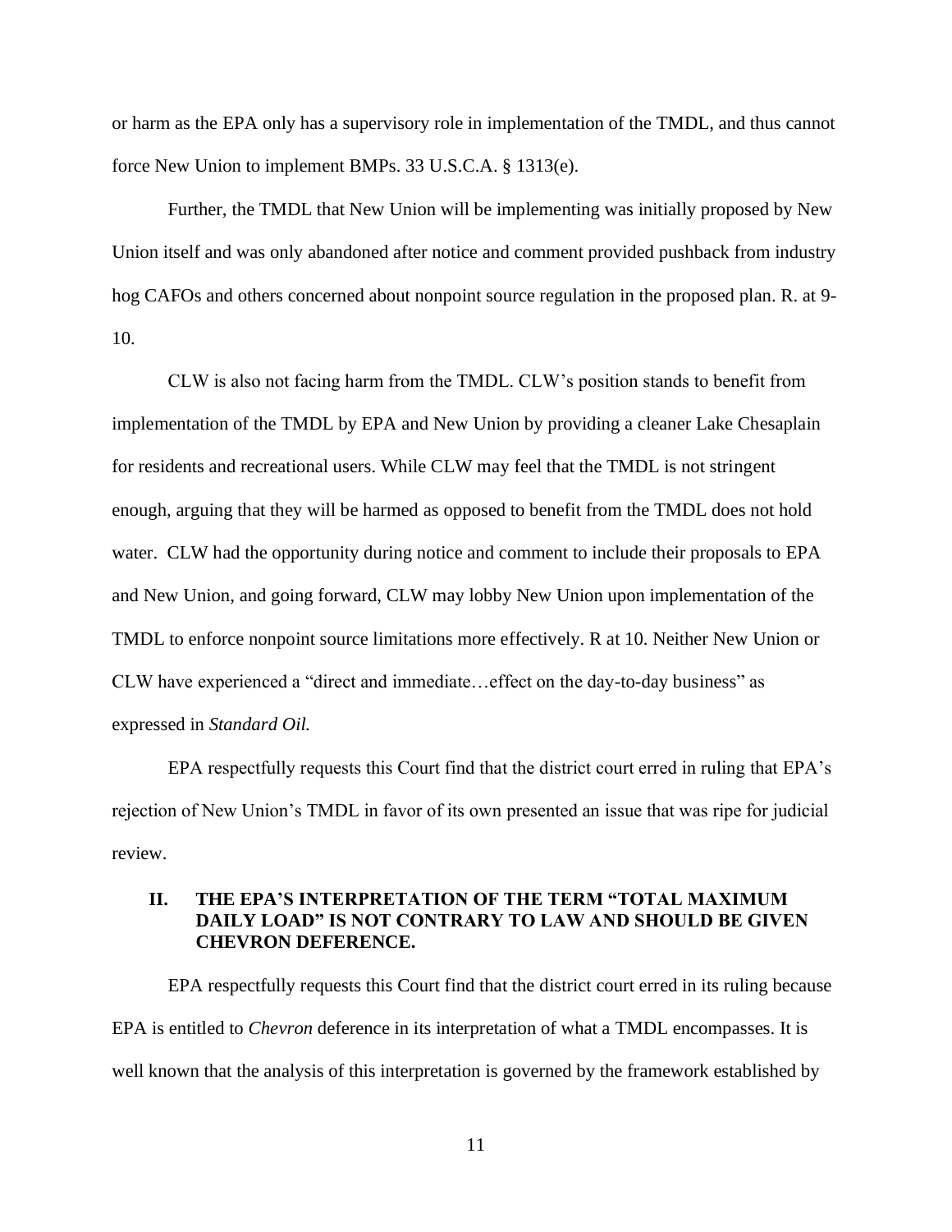or harm as the EPA only has a supervisory role in implementation of the TMDL, and thus cannot force New Union to implement BMPs. 33 U.S.C.A. § 1313(e).

Further, the TMDL that New Union will be implementing was initially proposed by New Union itself and was only abandoned after notice and comment provided pushback from industry hog CAFOs and others concerned about nonpoint source regulation in the proposed plan. R. at 9-10.

CLW is also not facing harm from the TMDL. CLW's position stands to benefit from implementation of the TMDL by EPA and New Union by providing a cleaner Lake Chesaplain for residents and recreational users. While CLW may feel that the TMDL is not stringent enough, arguing that they will be harmed as opposed to benefit from the TMDL does not hold water. CLW had the opportunity during notice and comment to include their proposals to EPA and New Union, and going forward, CLW may lobby New Union upon implementation of the TMDL to enforce nonpoint source limitations more effectively. R at 10. Neither New Union or CLW have experienced a "direct and immediate…effect on the day-to-day business" as expressed in *Standard Oil.*

EPA respectfully requests this Court find that the district court erred in ruling that EPA's rejection of New Union's TMDL in favor of its own presented an issue that was ripe for judicial review.

## II. THE EPA'S INTERPRETATION OF THE TERM "TOTAL MAXIMUM DAILY LOAD" IS NOT CONTRARY TO LAW AND SHOULD BE GIVEN CHEVRON DEFERENCE.

EPA respectfully requests this Court find that the district court erred in its ruling because EPA is entitled to *Chevron* deference in its interpretation of what a TMDL encompasses. It is well known that the analysis of this interpretation is governed by the framework established by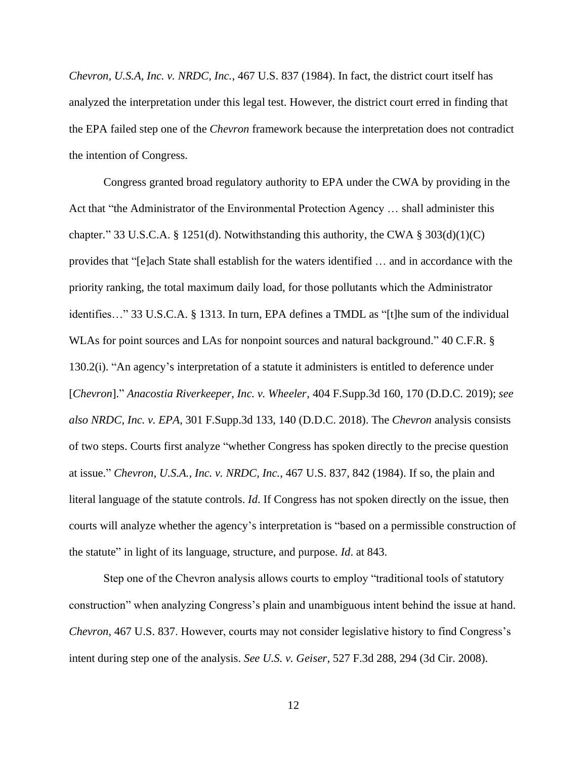*Chevron, U.S.A, Inc. v. NRDC, Inc.*, 467 U.S. 837 (1984). In fact, the district court itself has analyzed the interpretation under this legal test. However, the district court erred in finding that the EPA failed step one of the *Chevron* framework because the interpretation does not contradict the intention of Congress.

Congress granted broad regulatory authority to EPA under the CWA by providing in the Act that "the Administrator of the Environmental Protection Agency … shall administer this chapter." 33 U.S.C.A. § 1251(d). Notwithstanding this authority, the CWA § 303(d)(1)(C) provides that "[e]ach State shall establish for the waters identified … and in accordance with the priority ranking, the total maximum daily load, for those pollutants which the Administrator identifies…" 33 U.S.C.A. § 1313. In turn, EPA defines a TMDL as "[t]he sum of the individual WLAs for point sources and LAs for nonpoint sources and natural background." 40 C.F.R. § 130.2(i). "An agency's interpretation of a statute it administers is entitled to deference under [*Chevron*]." *Anacostia Riverkeeper, Inc. v. Wheeler*, 404 F.Supp.3d 160, 170 (D.D.C. 2019); *see also NRDC, Inc. v. EPA*, 301 F.Supp.3d 133, 140 (D.D.C. 2018). The *Chevron* analysis consists of two steps. Courts first analyze "whether Congress has spoken directly to the precise question at issue." *Chevron, U.S.A., Inc. v. NRDC, Inc.*, 467 U.S. 837, 842 (1984). If so, the plain and literal language of the statute controls. *Id*. If Congress has not spoken directly on the issue, then courts will analyze whether the agency's interpretation is "based on a permissible construction of the statute" in light of its language, structure, and purpose. *Id*. at 843.

Step one of the Chevron analysis allows courts to employ "traditional tools of statutory construction" when analyzing Congress's plain and unambiguous intent behind the issue at hand. *Chevron*, 467 U.S. 837. However, courts may not consider legislative history to find Congress's intent during step one of the analysis. *See U.S. v. Geiser*, 527 F.3d 288, 294 (3d Cir. 2008).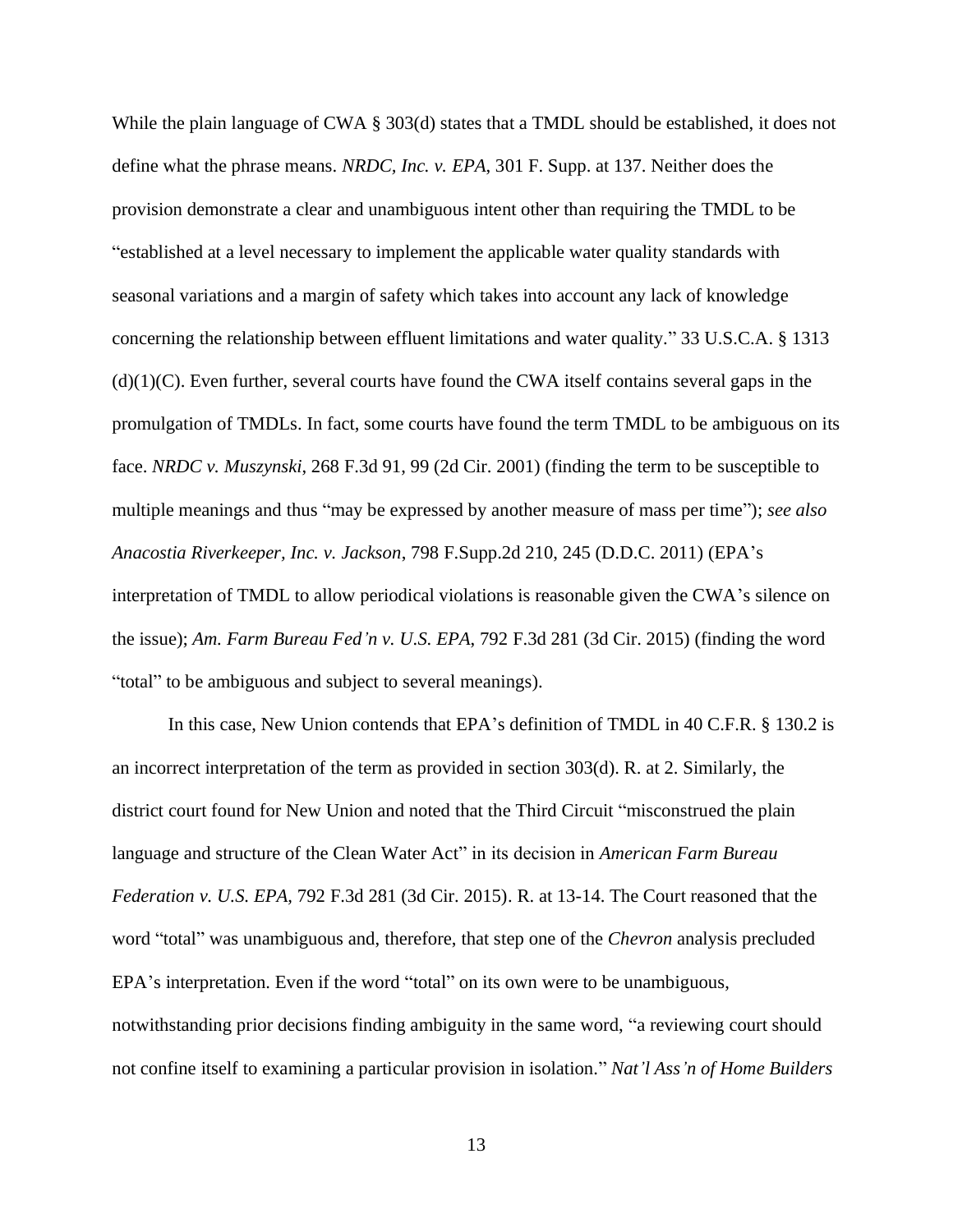While the plain language of CWA § 303(d) states that a TMDL should be established, it does not define what the phrase means. *NRDC, Inc. v. EPA*, 301 F. Supp. at 137. Neither does the provision demonstrate a clear and unambiguous intent other than requiring the TMDL to be "established at a level necessary to implement the applicable water quality standards with seasonal variations and a margin of safety which takes into account any lack of knowledge concerning the relationship between effluent limitations and water quality." 33 U.S.C.A. § 1313 (d)(1)(C). Even further, several courts have found the CWA itself contains several gaps in the promulgation of TMDLs. In fact, some courts have found the term TMDL to be ambiguous on its face. *NRDC v. Muszynski*, 268 F.3d 91, 99 (2d Cir. 2001) (finding the term to be susceptible to multiple meanings and thus "may be expressed by another measure of mass per time"); *see also Anacostia Riverkeeper, Inc. v. Jackson*, 798 F.Supp.2d 210, 245 (D.D.C. 2011) (EPA's interpretation of TMDL to allow periodical violations is reasonable given the CWA's silence on the issue); *Am. Farm Bureau Fed'n v. U.S. EPA*, 792 F.3d 281 (3d Cir. 2015) (finding the word "total" to be ambiguous and subject to several meanings).

In this case, New Union contends that EPA's definition of TMDL in 40 C.F.R. § 130.2 is an incorrect interpretation of the term as provided in section 303(d). R. at 2. Similarly, the district court found for New Union and noted that the Third Circuit "misconstrued the plain language and structure of the Clean Water Act" in its decision in *American Farm Bureau Federation v. U.S. EPA*, 792 F.3d 281 (3d Cir. 2015). R. at 13-14. The Court reasoned that the word "total" was unambiguous and, therefore, that step one of the *Chevron* analysis precluded EPA's interpretation. Even if the word "total" on its own were to be unambiguous, notwithstanding prior decisions finding ambiguity in the same word, "a reviewing court should not confine itself to examining a particular provision in isolation." *Nat'l Ass'n of Home Builders*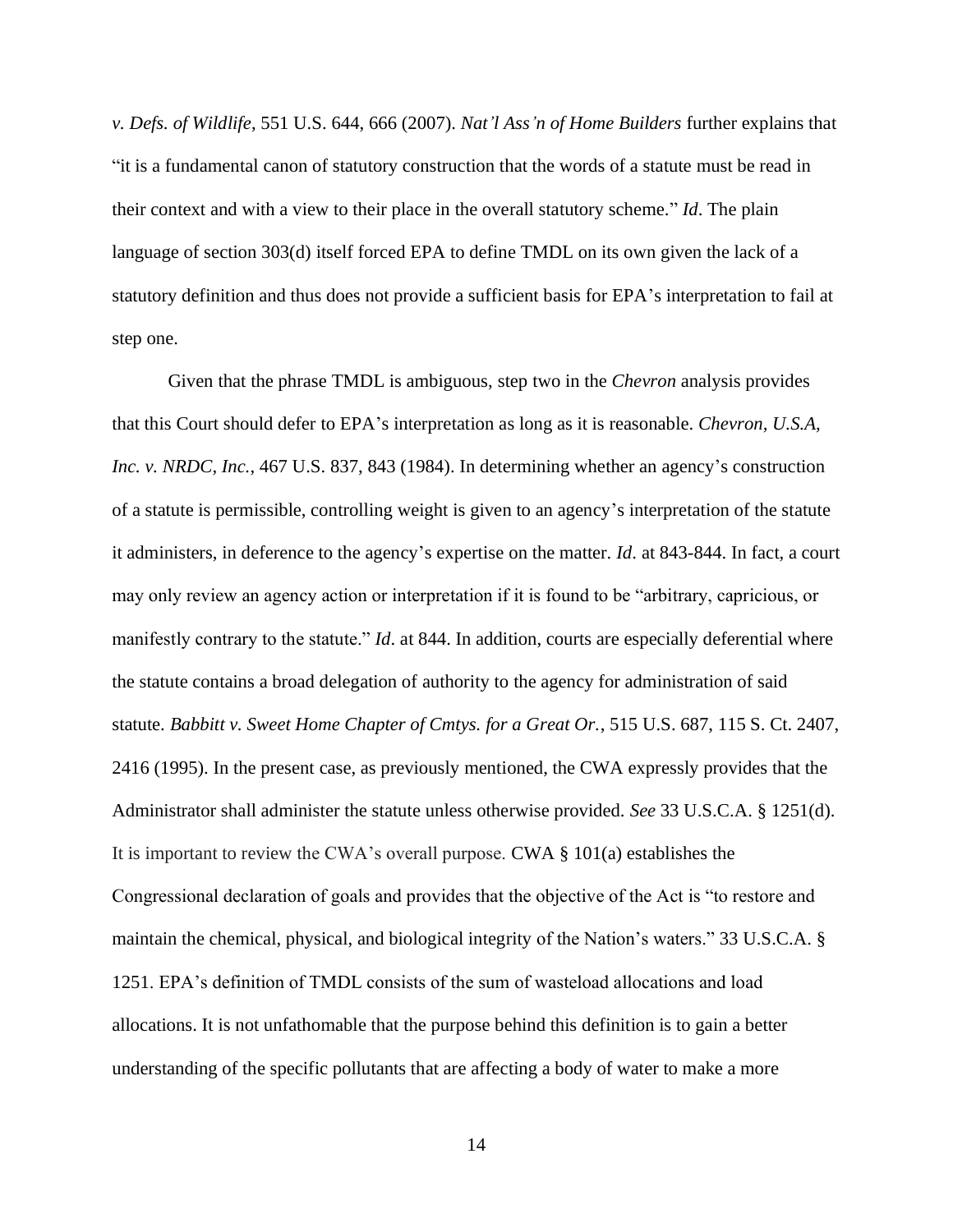*v. Defs. of Wildlife*, 551 U.S. 644, 666 (2007). *Nat'l Ass'n of Home Builders* further explains that "it is a fundamental canon of statutory construction that the words of a statute must be read in their context and with a view to their place in the overall statutory scheme." *Id*. The plain language of section 303(d) itself forced EPA to define TMDL on its own given the lack of a statutory definition and thus does not provide a sufficient basis for EPA's interpretation to fail at step one.

Given that the phrase TMDL is ambiguous, step two in the *Chevron* analysis provides that this Court should defer to EPA's interpretation as long as it is reasonable. *Chevron, U.S.A, Inc. v. NRDC, Inc.*, 467 U.S. 837, 843 (1984). In determining whether an agency's construction of a statute is permissible, controlling weight is given to an agency's interpretation of the statute it administers, in deference to the agency's expertise on the matter. *Id*. at 843-844. In fact, a court may only review an agency action or interpretation if it is found to be "arbitrary, capricious, or manifestly contrary to the statute." *Id*. at 844. In addition, courts are especially deferential where the statute contains a broad delegation of authority to the agency for administration of said statute. *Babbitt v. Sweet Home Chapter of Cmtys. for a Great Or.*, 515 U.S. 687, 115 S. Ct. 2407, 2416 (1995). In the present case, as previously mentioned, the CWA expressly provides that the Administrator shall administer the statute unless otherwise provided. *See* 33 U.S.C.A. § 1251(d). It is important to review the CWA's overall purpose. CWA § 101(a) establishes the Congressional declaration of goals and provides that the objective of the Act is "to restore and maintain the chemical, physical, and biological integrity of the Nation's waters." 33 U.S.C.A. § 1251. EPA's definition of TMDL consists of the sum of wasteload allocations and load allocations. It is not unfathomable that the purpose behind this definition is to gain a better understanding of the specific pollutants that are affecting a body of water to make a more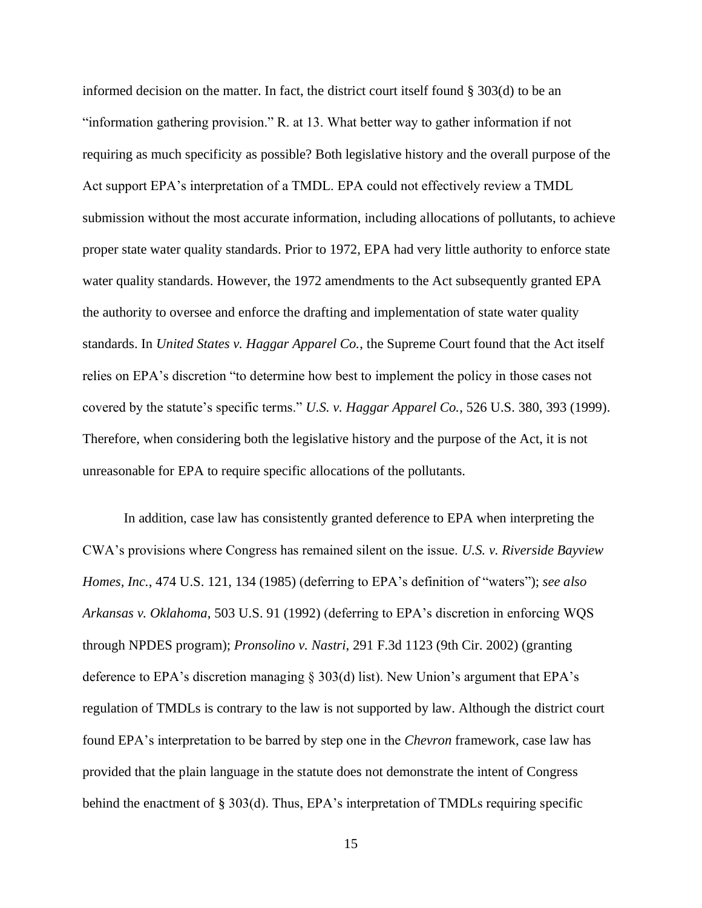informed decision on the matter. In fact, the district court itself found § 303(d) to be an "information gathering provision." R. at 13. What better way to gather information if not requiring as much specificity as possible? Both legislative history and the overall purpose of the Act support EPA's interpretation of a TMDL. EPA could not effectively review a TMDL submission without the most accurate information, including allocations of pollutants, to achieve proper state water quality standards. Prior to 1972, EPA had very little authority to enforce state water quality standards. However, the 1972 amendments to the Act subsequently granted EPA the authority to oversee and enforce the drafting and implementation of state water quality standards. In *United States v. Haggar Apparel Co.*, the Supreme Court found that the Act itself relies on EPA's discretion "to determine how best to implement the policy in those cases not covered by the statute's specific terms." *U.S. v. Haggar Apparel Co.*, 526 U.S. 380, 393 (1999). Therefore, when considering both the legislative history and the purpose of the Act, it is not unreasonable for EPA to require specific allocations of the pollutants.

In addition, case law has consistently granted deference to EPA when interpreting the CWA's provisions where Congress has remained silent on the issue. *U.S. v. Riverside Bayview Homes, Inc.*, 474 U.S. 121, 134 (1985) (deferring to EPA's definition of "waters"); *see also Arkansas v. Oklahoma*, 503 U.S. 91 (1992) (deferring to EPA's discretion in enforcing WQS through NPDES program); *Pronsolino v. Nastri*, 291 F.3d 1123 (9th Cir. 2002) (granting deference to EPA's discretion managing § 303(d) list). New Union's argument that EPA's regulation of TMDLs is contrary to the law is not supported by law. Although the district court found EPA's interpretation to be barred by step one in the *Chevron* framework, case law has provided that the plain language in the statute does not demonstrate the intent of Congress behind the enactment of § 303(d). Thus, EPA's interpretation of TMDLs requiring specific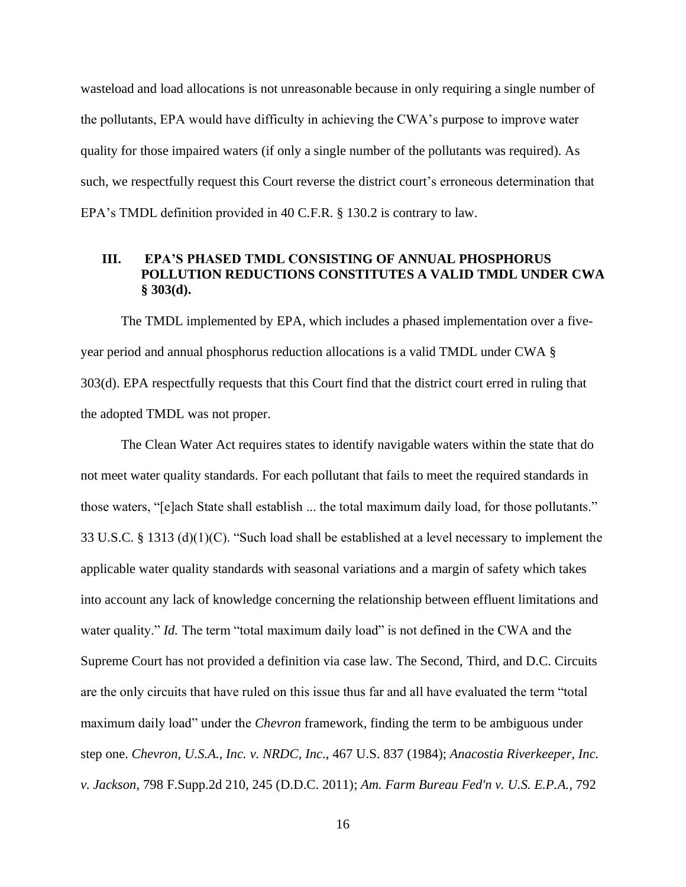wasteload and load allocations is not unreasonable because in only requiring a single number of the pollutants, EPA would have difficulty in achieving the CWA's purpose to improve water quality for those impaired waters (if only a single number of the pollutants was required). As such, we respectfully request this Court reverse the district court's erroneous determination that EPA's TMDL definition provided in 40 C.F.R. § 130.2 is contrary to law.

## III. EPA'S PHASED TMDL CONSISTING OF ANNUAL PHOSPHORUS POLLUTION REDUCTIONS CONSTITUTES A VALID TMDL UNDER CWA § 303(d).

The TMDL implemented by EPA, which includes a phased implementation over a five-year period and annual phosphorus reduction allocations is a valid TMDL under CWA § 303(d). EPA respectfully requests that this Court find that the district court erred in ruling that the adopted TMDL was not proper.

The Clean Water Act requires states to identify navigable waters within the state that do not meet water quality standards. For each pollutant that fails to meet the required standards in those waters, "[e]ach State shall establish ... the total maximum daily load, for those pollutants." 33 U.S.C. § 1313 (d)(1)(C). "Such load shall be established at a level necessary to implement the applicable water quality standards with seasonal variations and a margin of safety which takes into account any lack of knowledge concerning the relationship between effluent limitations and water quality." *Id.* The term "total maximum daily load" is not defined in the CWA and the Supreme Court has not provided a definition via case law. The Second, Third, and D.C. Circuits are the only circuits that have ruled on this issue thus far and all have evaluated the term "total maximum daily load" under the *Chevron* framework, finding the term to be ambiguous under step one. *Chevron, U.S.A., Inc. v. NRDC, Inc*., 467 U.S. 837 (1984); *Anacostia Riverkeeper, Inc. v. Jackson*, 798 F.Supp.2d 210, 245 (D.D.C. 2011); *Am. Farm Bureau Fed'n v. U.S. E.P.A.*, 792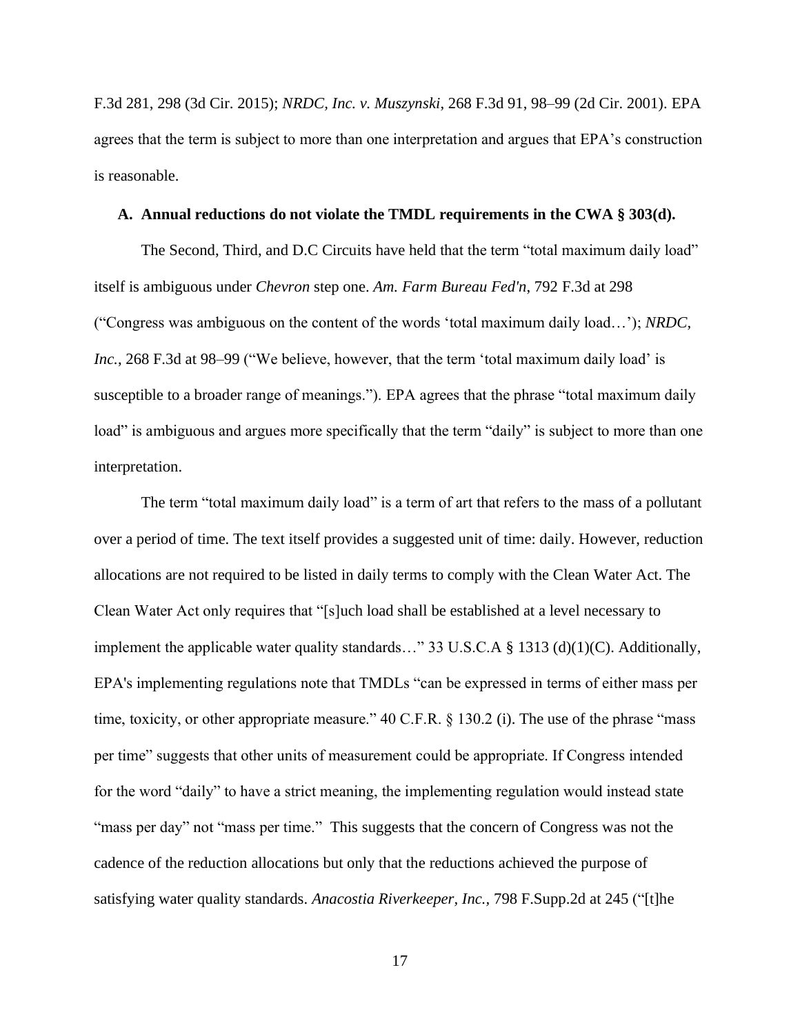F.3d 281, 298 (3d Cir. 2015); *NRDC, Inc. v. Muszynski*, 268 F.3d 91, 98–99 (2d Cir. 2001). EPA agrees that the term is subject to more than one interpretation and argues that EPA's construction is reasonable.

**A. Annual reductions do not violate the TMDL requirements in the CWA § 303(d).**

The Second, Third, and D.C Circuits have held that the term "total maximum daily load" itself is ambiguous under *Chevron* step one. *Am. Farm Bureau Fed'n*, 792 F.3d at 298 ("Congress was ambiguous on the content of the words 'total maximum daily load…'); *NRDC, Inc.*, 268 F.3d at 98–99 ("We believe, however, that the term 'total maximum daily load' is susceptible to a broader range of meanings."). EPA agrees that the phrase "total maximum daily load" is ambiguous and argues more specifically that the term "daily" is subject to more than one interpretation.

The term "total maximum daily load" is a term of art that refers to the mass of a pollutant over a period of time. The text itself provides a suggested unit of time: daily. However, reduction allocations are not required to be listed in daily terms to comply with the Clean Water Act. The Clean Water Act only requires that "[s]uch load shall be established at a level necessary to implement the applicable water quality standards…" 33 U.S.C.A § 1313 (d)(1)(C). Additionally, EPA's implementing regulations note that TMDLs "can be expressed in terms of either mass per time, toxicity, or other appropriate measure." 40 C.F.R. § 130.2 (i). The use of the phrase "mass per time" suggests that other units of measurement could be appropriate. If Congress intended for the word "daily" to have a strict meaning, the implementing regulation would instead state "mass per day" not "mass per time." This suggests that the concern of Congress was not the cadence of the reduction allocations but only that the reductions achieved the purpose of satisfying water quality standards. *Anacostia Riverkeeper, Inc.*, 798 F.Supp.2d at 245 ("[t]he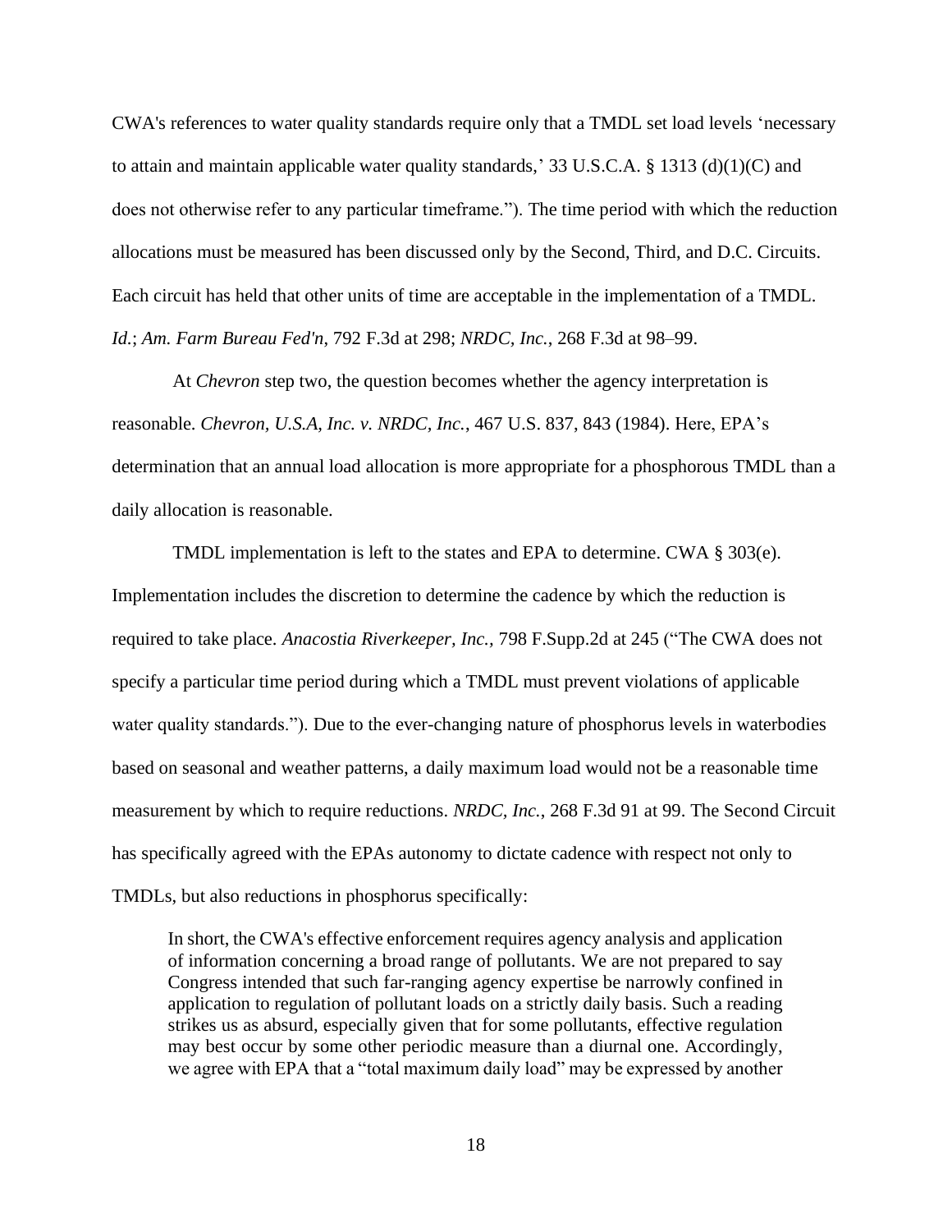CWA's references to water quality standards require only that a TMDL set load levels 'necessary to attain and maintain applicable water quality standards,' 33 U.S.C.A. § 1313 (d)(1)(C) and does not otherwise refer to any particular timeframe."). The time period with which the reduction allocations must be measured has been discussed only by the Second, Third, and D.C. Circuits. Each circuit has held that other units of time are acceptable in the implementation of a TMDL. *Id.*; *Am. Farm Bureau Fed'n*, 792 F.3d at 298; *NRDC, Inc.*, 268 F.3d at 98–99.

At *Chevron* step two, the question becomes whether the agency interpretation is reasonable. *Chevron, U.S.A, Inc. v. NRDC, Inc.*, 467 U.S. 837, 843 (1984). Here, EPA's determination that an annual load allocation is more appropriate for a phosphorous TMDL than a daily allocation is reasonable.

TMDL implementation is left to the states and EPA to determine. CWA § 303(e). Implementation includes the discretion to determine the cadence by which the reduction is required to take place. *Anacostia Riverkeeper, Inc.,* 798 F.Supp.2d at 245 ("The CWA does not specify a particular time period during which a TMDL must prevent violations of applicable water quality standards."). Due to the ever-changing nature of phosphorus levels in waterbodies based on seasonal and weather patterns, a daily maximum load would not be a reasonable time measurement by which to require reductions. *NRDC, Inc.*, 268 F.3d 91 at 99. The Second Circuit has specifically agreed with the EPAs autonomy to dictate cadence with respect not only to TMDLs, but also reductions in phosphorus specifically:

> In short, the CWA's effective enforcement requires agency analysis and application of information concerning a broad range of pollutants. We are not prepared to say Congress intended that such far-ranging agency expertise be narrowly confined in application to regulation of pollutant loads on a strictly daily basis. Such a reading strikes us as absurd, especially given that for some pollutants, effective regulation may best occur by some other periodic measure than a diurnal one. Accordingly, we agree with EPA that a "total maximum daily load" may be expressed by another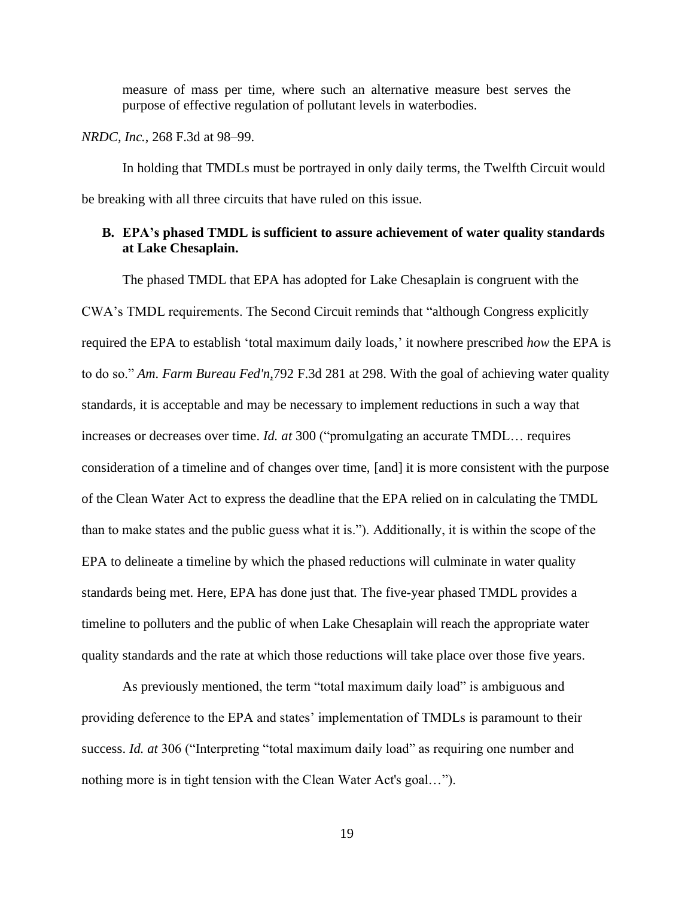measure of mass per time, where such an alternative measure best serves the purpose of effective regulation of pollutant levels in waterbodies.

*NRDC, Inc.*, 268 F.3d at 98–99.

In holding that TMDLs must be portrayed in only daily terms, the Twelfth Circuit would be breaking with all three circuits that have ruled on this issue.

### B. EPA's phased TMDL is sufficient to assure achievement of water quality standards at Lake Chesaplain.

The phased TMDL that EPA has adopted for Lake Chesaplain is congruent with the CWA's TMDL requirements. The Second Circuit reminds that "although Congress explicitly required the EPA to establish 'total maximum daily loads,' it nowhere prescribed *how* the EPA is to do so." *Am. Farm Bureau Fed'n*,792 F.3d 281 at 298. With the goal of achieving water quality standards, it is acceptable and may be necessary to implement reductions in such a way that increases or decreases over time. *Id. at* 300 ("promulgating an accurate TMDL… requires consideration of a timeline and of changes over time, [and] it is more consistent with the purpose of the Clean Water Act to express the deadline that the EPA relied on in calculating the TMDL than to make states and the public guess what it is."). Additionally, it is within the scope of the EPA to delineate a timeline by which the phased reductions will culminate in water quality standards being met. Here, EPA has done just that. The five-year phased TMDL provides a timeline to polluters and the public of when Lake Chesaplain will reach the appropriate water quality standards and the rate at which those reductions will take place over those five years.

As previously mentioned, the term "total maximum daily load" is ambiguous and providing deference to the EPA and states' implementation of TMDLs is paramount to their success. *Id. at* 306 ("Interpreting "total maximum daily load" as requiring one number and nothing more is in tight tension with the Clean Water Act's goal…").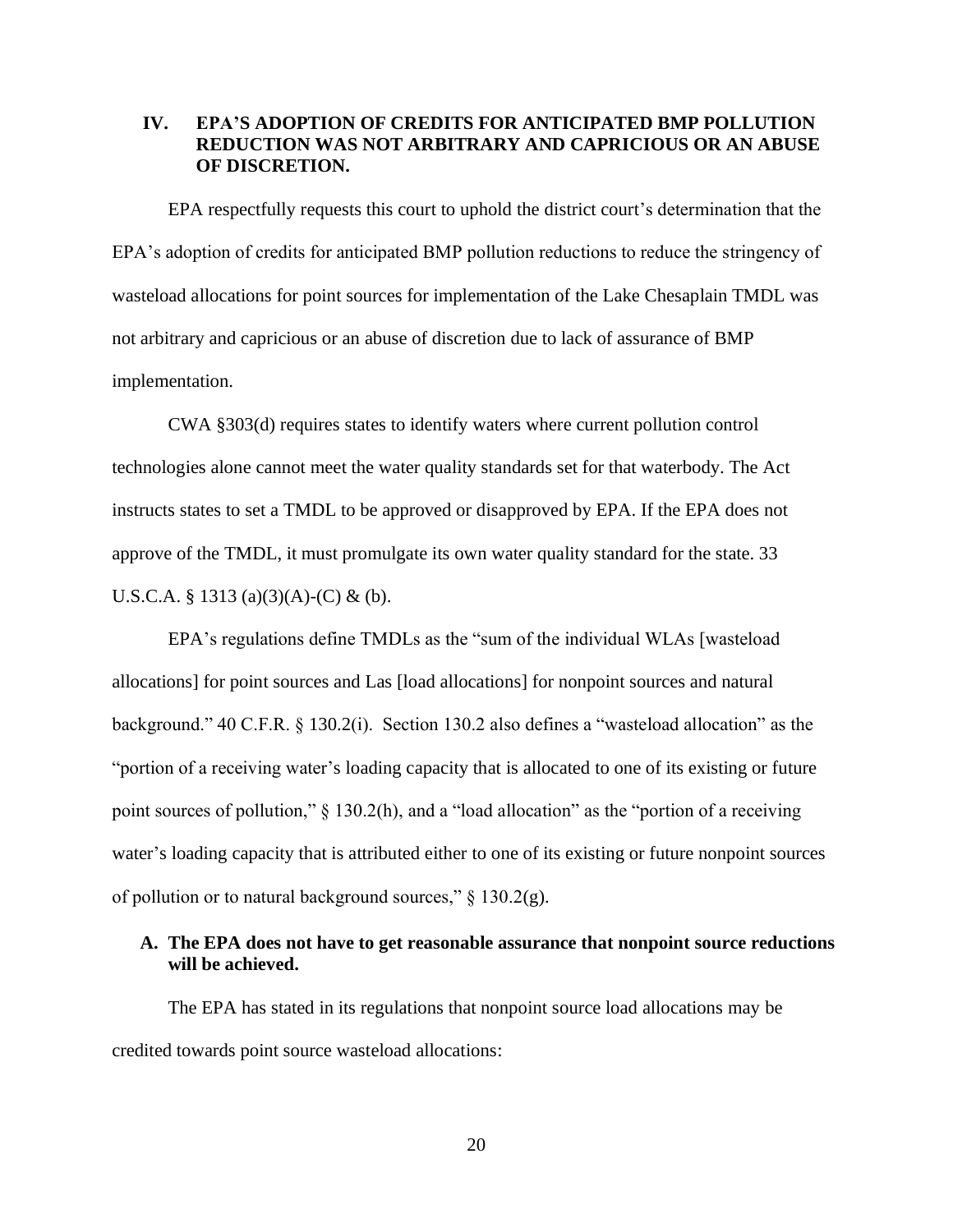## IV. EPA'S ADOPTION OF CREDITS FOR ANTICIPATED BMP POLLUTION REDUCTION WAS NOT ARBITRARY AND CAPRICIOUS OR AN ABUSE OF DISCRETION.

EPA respectfully requests this court to uphold the district court's determination that the EPA's adoption of credits for anticipated BMP pollution reductions to reduce the stringency of wasteload allocations for point sources for implementation of the Lake Chesaplain TMDL was not arbitrary and capricious or an abuse of discretion due to lack of assurance of BMP implementation.

CWA §303(d) requires states to identify waters where current pollution control technologies alone cannot meet the water quality standards set for that waterbody. The Act instructs states to set a TMDL to be approved or disapproved by EPA. If the EPA does not approve of the TMDL, it must promulgate its own water quality standard for the state. 33 U.S.C.A. § 1313 (a)(3)(A)-(C) & (b).

EPA's regulations define TMDLs as the "sum of the individual WLAs [wasteload allocations] for point sources and Las [load allocations] for nonpoint sources and natural background." 40 C.F.R. § 130.2(i). Section 130.2 also defines a "wasteload allocation" as the "portion of a receiving water's loading capacity that is allocated to one of its existing or future point sources of pollution," § 130.2(h), and a "load allocation" as the "portion of a receiving water's loading capacity that is attributed either to one of its existing or future nonpoint sources of pollution or to natural background sources," § 130.2(g).

### A. The EPA does not have to get reasonable assurance that nonpoint source reductions will be achieved.

The EPA has stated in its regulations that nonpoint source load allocations may be credited towards point source wasteload allocations: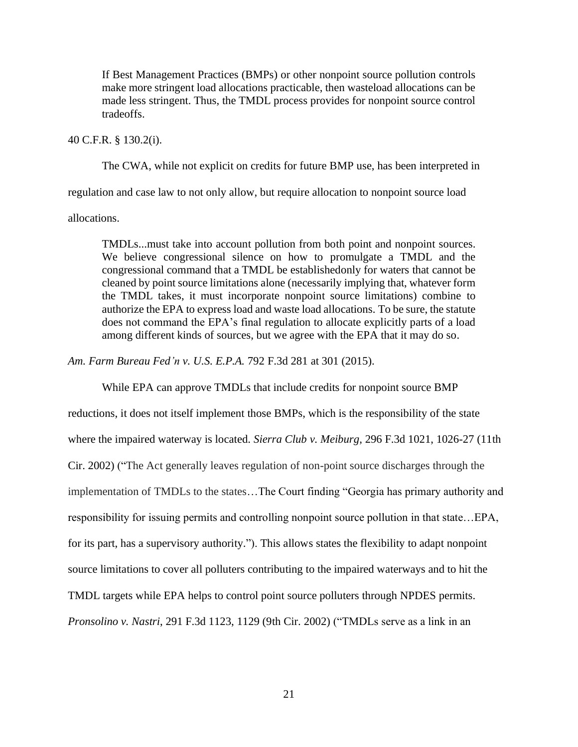> If Best Management Practices (BMPs) or other nonpoint source pollution controls make more stringent load allocations practicable, then wasteload allocations can be made less stringent. Thus, the TMDL process provides for nonpoint source control tradeoffs.

40 C.F.R. § 130.2(i).

The CWA, while not explicit on credits for future BMP use, has been interpreted in regulation and case law to not only allow, but require allocation to nonpoint source load allocations.

> TMDLs...must take into account pollution from both point and nonpoint sources. We believe congressional silence on how to promulgate a TMDL and the congressional command that a TMDL be establishedonly for waters that cannot be cleaned by point source limitations alone (necessarily implying that, whatever form the TMDL takes, it must incorporate nonpoint source limitations) combine to authorize the EPA to express load and waste load allocations. To be sure, the statute does not command the EPA's final regulation to allocate explicitly parts of a load among different kinds of sources, but we agree with the EPA that it may do so.

*Am. Farm Bureau Fed'n v. U.S. E.P.A.* 792 F.3d 281 at 301 (2015).

While EPA can approve TMDLs that include credits for nonpoint source BMP reductions, it does not itself implement those BMPs, which is the responsibility of the state where the impaired waterway is located. *Sierra Club v. Meiburg*, 296 F.3d 1021, 1026-27 (11th Cir. 2002) ("The Act generally leaves regulation of non-point source discharges through the implementation of TMDLs to the states…The Court finding "Georgia has primary authority and responsibility for issuing permits and controlling nonpoint source pollution in that state…EPA, for its part, has a supervisory authority."). This allows states the flexibility to adapt nonpoint source limitations to cover all polluters contributing to the impaired waterways and to hit the TMDL targets while EPA helps to control point source polluters through NPDES permits. *Pronsolino v. Nastri*, 291 F.3d 1123, 1129 (9th Cir. 2002) ("TMDLs serve as a link in an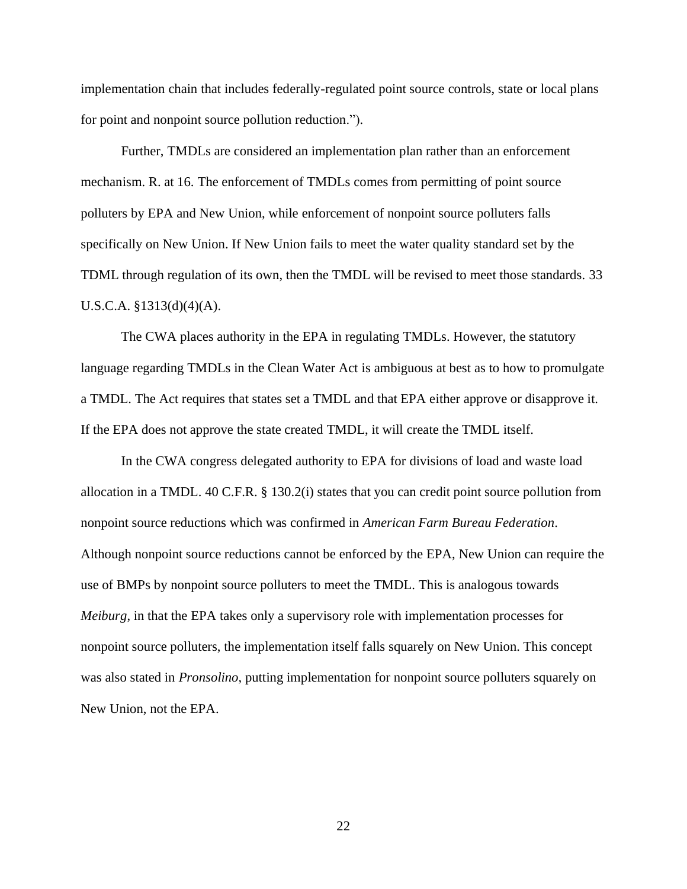implementation chain that includes federally-regulated point source controls, state or local plans for point and nonpoint source pollution reduction.").

Further, TMDLs are considered an implementation plan rather than an enforcement mechanism. R. at 16. The enforcement of TMDLs comes from permitting of point source polluters by EPA and New Union, while enforcement of nonpoint source polluters falls specifically on New Union. If New Union fails to meet the water quality standard set by the TDML through regulation of its own, then the TMDL will be revised to meet those standards. 33 U.S.C.A. §1313(d)(4)(A).

The CWA places authority in the EPA in regulating TMDLs. However, the statutory language regarding TMDLs in the Clean Water Act is ambiguous at best as to how to promulgate a TMDL. The Act requires that states set a TMDL and that EPA either approve or disapprove it. If the EPA does not approve the state created TMDL, it will create the TMDL itself.

In the CWA congress delegated authority to EPA for divisions of load and waste load allocation in a TMDL. 40 C.F.R. § 130.2(i) states that you can credit point source pollution from nonpoint source reductions which was confirmed in *American Farm Bureau Federation*. Although nonpoint source reductions cannot be enforced by the EPA, New Union can require the use of BMPs by nonpoint source polluters to meet the TMDL. This is analogous towards *Meiburg*, in that the EPA takes only a supervisory role with implementation processes for nonpoint source polluters, the implementation itself falls squarely on New Union. This concept was also stated in *Pronsolino*, putting implementation for nonpoint source polluters squarely on New Union, not the EPA.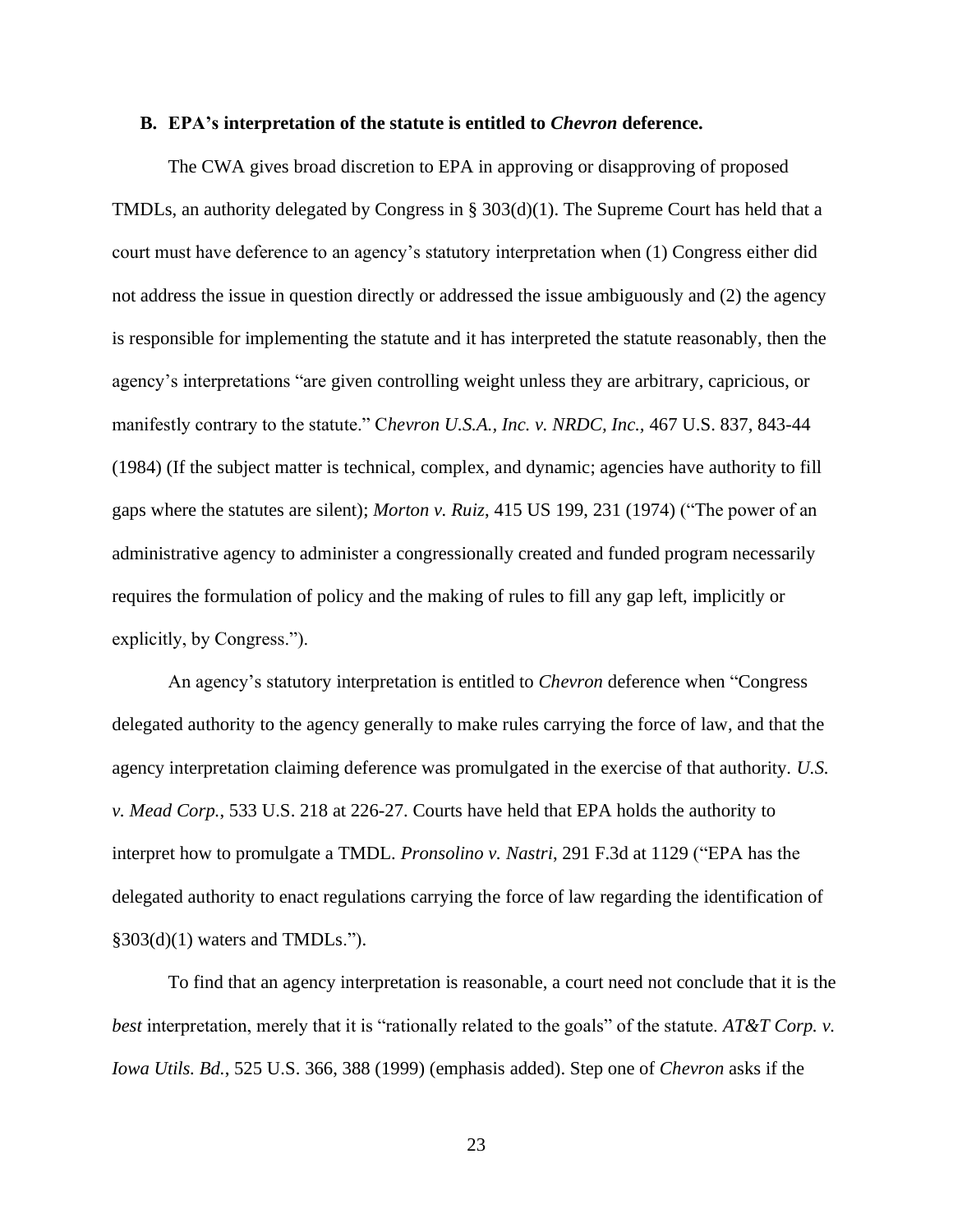### B. EPA's interpretation of the statute is entitled to *Chevron* deference.

The CWA gives broad discretion to EPA in approving or disapproving of proposed TMDLs, an authority delegated by Congress in § 303(d)(1). The Supreme Court has held that a court must have deference to an agency's statutory interpretation when (1) Congress either did not address the issue in question directly or addressed the issue ambiguously and (2) the agency is responsible for implementing the statute and it has interpreted the statute reasonably, then the agency's interpretations "are given controlling weight unless they are arbitrary, capricious, or manifestly contrary to the statute." C*hevron U.S.A., Inc. v. NRDC, Inc.*, 467 U.S. 837, 843-44 (1984) (If the subject matter is technical, complex, and dynamic; agencies have authority to fill gaps where the statutes are silent); *Morton v. Ruiz*, 415 US 199, 231 (1974) ("The power of an administrative agency to administer a congressionally created and funded program necessarily requires the formulation of policy and the making of rules to fill any gap left, implicitly or explicitly, by Congress.").

An agency's statutory interpretation is entitled to *Chevron* deference when "Congress delegated authority to the agency generally to make rules carrying the force of law, and that the agency interpretation claiming deference was promulgated in the exercise of that authority. *U.S. v. Mead Corp.*, 533 U.S. 218 at 226-27. Courts have held that EPA holds the authority to interpret how to promulgate a TMDL. *Pronsolino v. Nastri*, 291 F.3d at 1129 ("EPA has the delegated authority to enact regulations carrying the force of law regarding the identification of §303(d)(1) waters and TMDLs.").

To find that an agency interpretation is reasonable, a court need not conclude that it is the *best* interpretation, merely that it is "rationally related to the goals" of the statute. *AT&T Corp. v. Iowa Utils. Bd.*, 525 U.S. 366, 388 (1999) (emphasis added). Step one of *Chevron* asks if the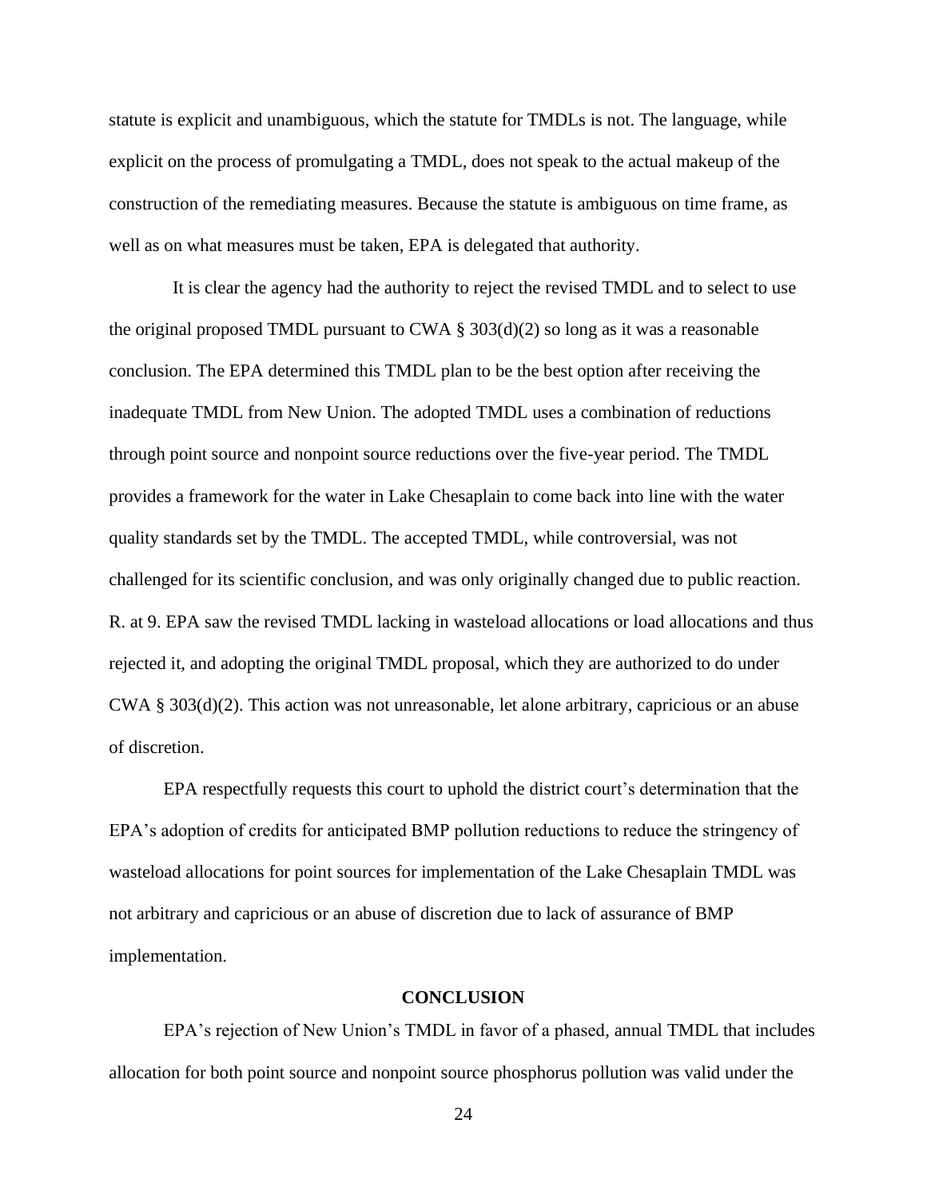statute is explicit and unambiguous, which the statute for TMDLs is not. The language, while explicit on the process of promulgating a TMDL, does not speak to the actual makeup of the construction of the remediating measures. Because the statute is ambiguous on time frame, as well as on what measures must be taken, EPA is delegated that authority.

It is clear the agency had the authority to reject the revised TMDL and to select to use the original proposed TMDL pursuant to CWA § 303(d)(2) so long as it was a reasonable conclusion. The EPA determined this TMDL plan to be the best option after receiving the inadequate TMDL from New Union. The adopted TMDL uses a combination of reductions through point source and nonpoint source reductions over the five-year period. The TMDL provides a framework for the water in Lake Chesaplain to come back into line with the water quality standards set by the TMDL. The accepted TMDL, while controversial, was not challenged for its scientific conclusion, and was only originally changed due to public reaction. R. at 9. EPA saw the revised TMDL lacking in wasteload allocations or load allocations and thus rejected it, and adopting the original TMDL proposal, which they are authorized to do under CWA § 303(d)(2). This action was not unreasonable, let alone arbitrary, capricious or an abuse of discretion.

EPA respectfully requests this court to uphold the district court's determination that the EPA's adoption of credits for anticipated BMP pollution reductions to reduce the stringency of wasteload allocations for point sources for implementation of the Lake Chesaplain TMDL was not arbitrary and capricious or an abuse of discretion due to lack of assurance of BMP implementation.

## CONCLUSION

EPA's rejection of New Union's TMDL in favor of a phased, annual TMDL that includes allocation for both point source and nonpoint source phosphorus pollution was valid under the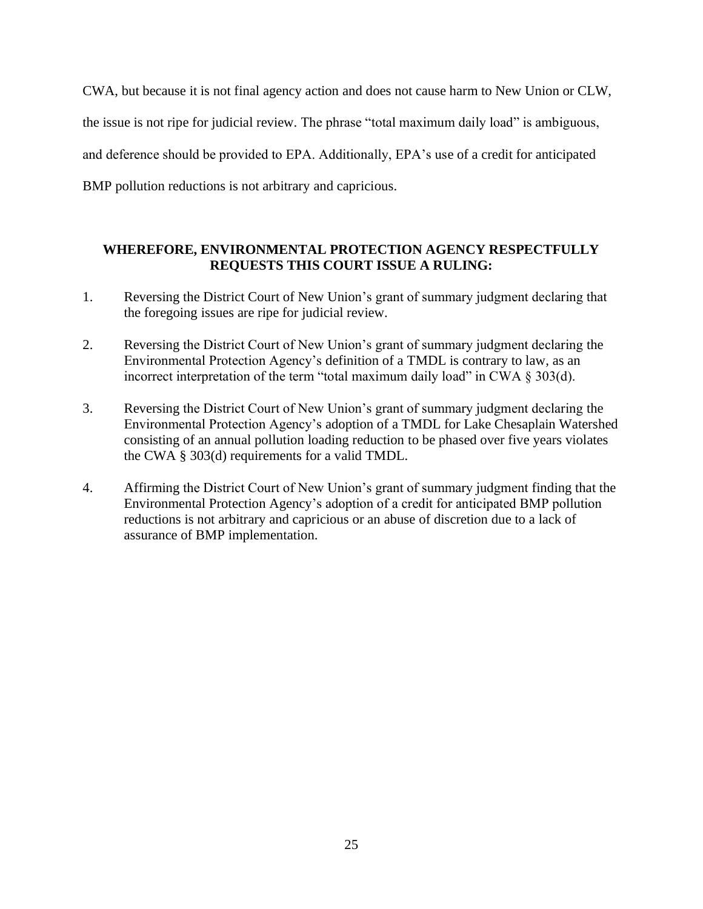CWA, but because it is not final agency action and does not cause harm to New Union or CLW, the issue is not ripe for judicial review. The phrase "total maximum daily load" is ambiguous, and deference should be provided to EPA. Additionally, EPA's use of a credit for anticipated BMP pollution reductions is not arbitrary and capricious.

**WHEREFORE, ENVIRONMENTAL PROTECTION AGENCY RESPECTFULLY REQUESTS THIS COURT ISSUE A RULING:**

1. Reversing the District Court of New Union's grant of summary judgment declaring that the foregoing issues are ripe for judicial review.

2. Reversing the District Court of New Union's grant of summary judgment declaring the Environmental Protection Agency's definition of a TMDL is contrary to law, as an incorrect interpretation of the term "total maximum daily load" in CWA § 303(d).

3. Reversing the District Court of New Union's grant of summary judgment declaring the Environmental Protection Agency's adoption of a TMDL for Lake Chesaplain Watershed consisting of an annual pollution loading reduction to be phased over five years violates the CWA § 303(d) requirements for a valid TMDL.

4. Affirming the District Court of New Union's grant of summary judgment finding that the Environmental Protection Agency's adoption of a credit for anticipated BMP pollution reductions is not arbitrary and capricious or an abuse of discretion due to a lack of assurance of BMP implementation.